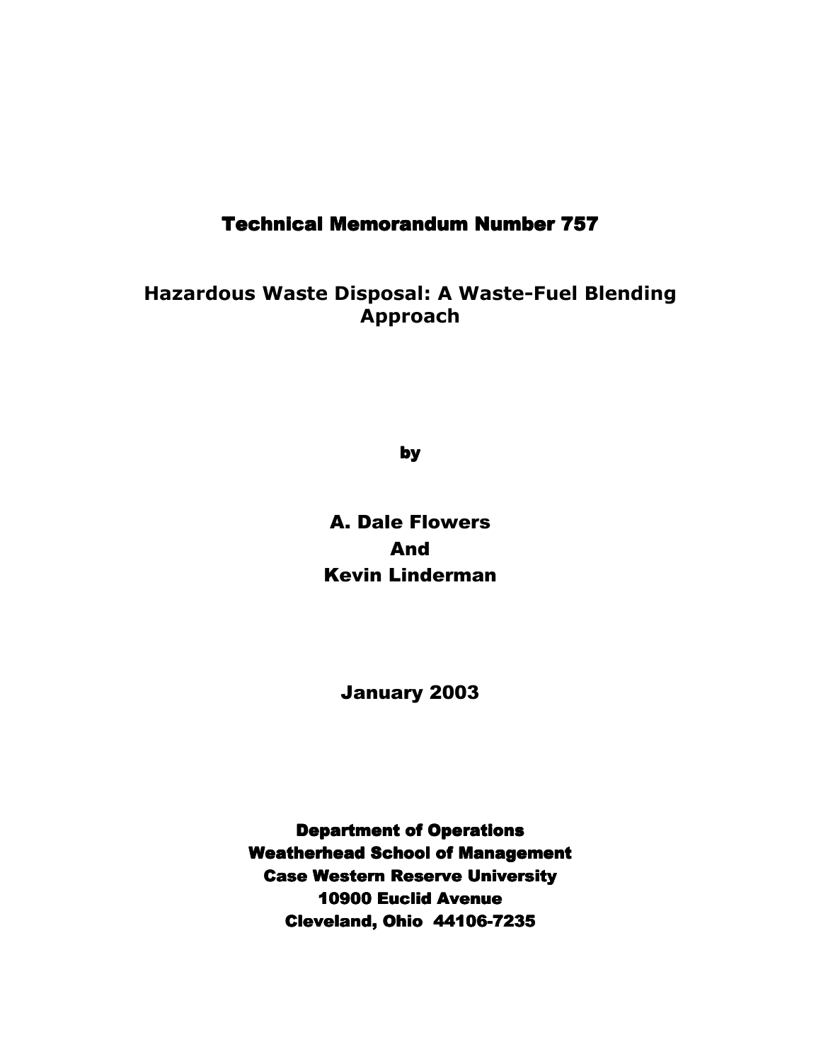# Technical Memorandum Number 757

## Hazardous Waste Disposal: A Waste-Fuel Blending Approach

by

**A. Dale Flowers**
**And**
**Kevin Linderman**

**January 2003**

**Department of Operations**
**Weatherhead School of Management**
**Case Western Reserve University**
**10900 Euclid Avenue**
**Cleveland, Ohio 44106-7235**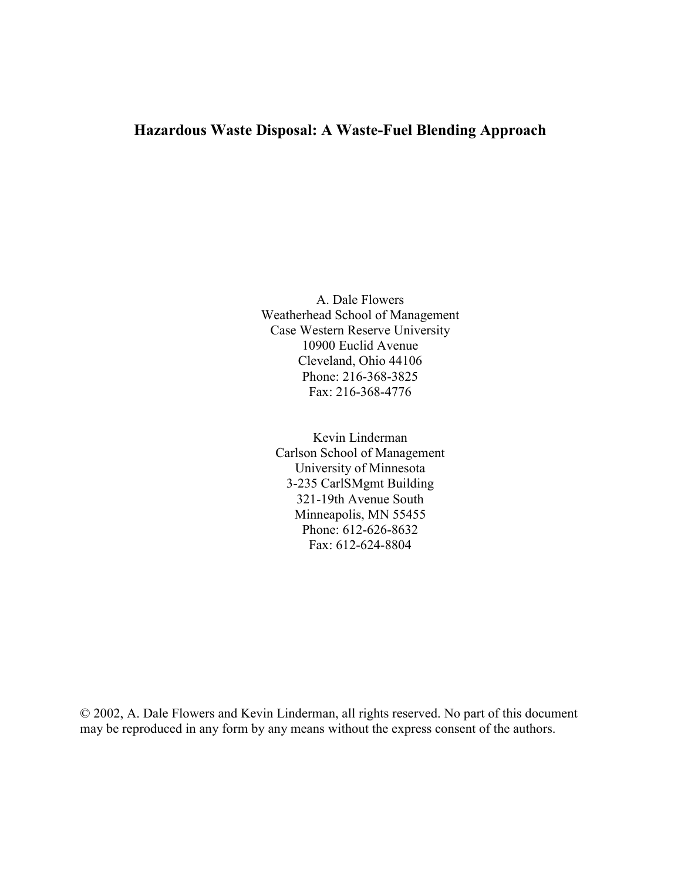# Hazardous Waste Disposal: A Waste-Fuel Blending Approach

A. Dale Flowers
Weatherhead School of Management
Case Western Reserve University
10900 Euclid Avenue
Cleveland, Ohio 44106
Phone: 216-368-3825
Fax: 216-368-4776

Kevin Linderman
Carlson School of Management
University of Minnesota
3-235 CarlSMgmt Building
321-19th Avenue South
Minneapolis, MN 55455
Phone: 612-626-8632
Fax: 612-624-8804

© 2002, A. Dale Flowers and Kevin Linderman, all rights reserved. No part of this document may be reproduced in any form by any means without the express consent of the authors.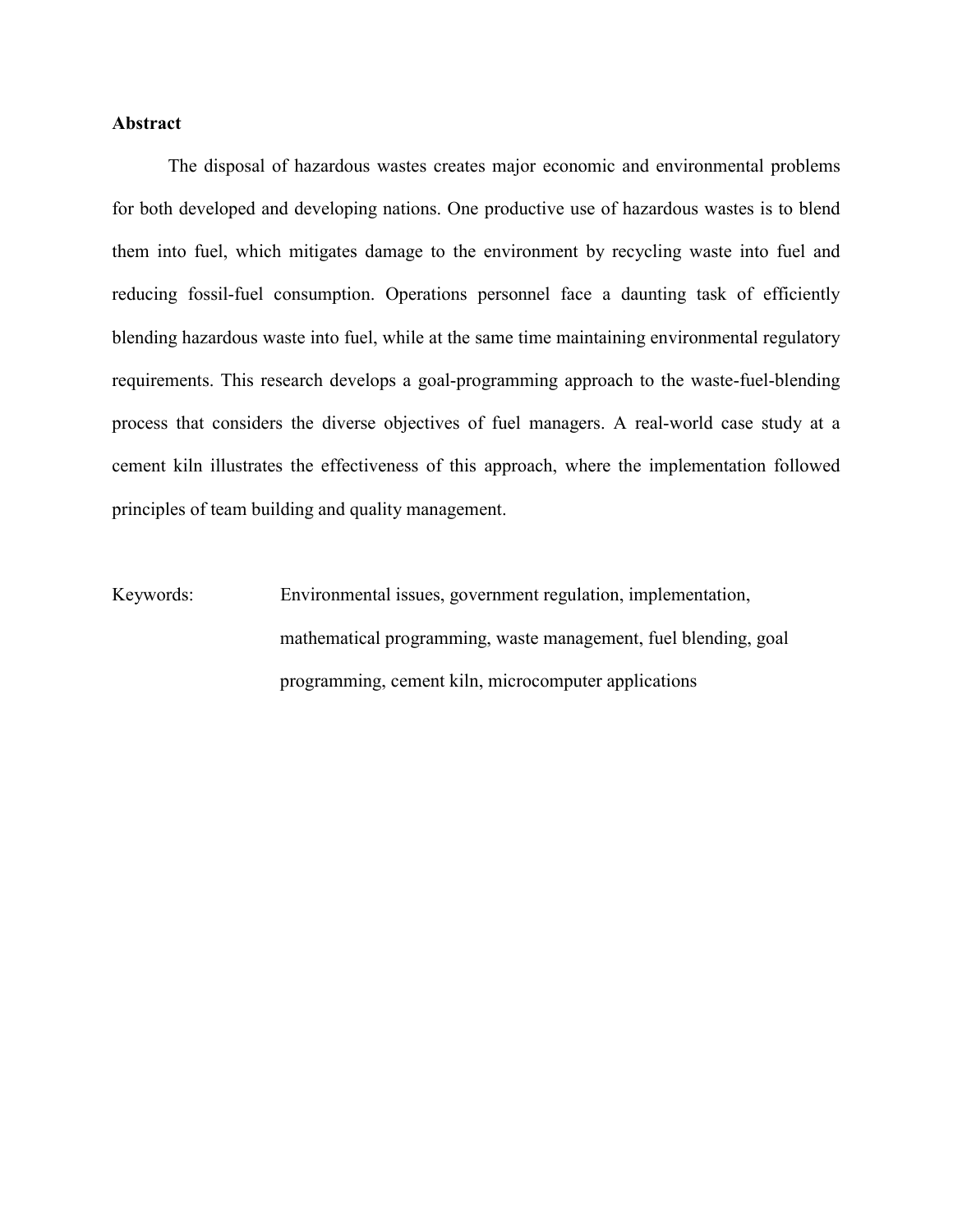## Abstract

The disposal of hazardous wastes creates major economic and environmental problems for both developed and developing nations. One productive use of hazardous wastes is to blend them into fuel, which mitigates damage to the environment by recycling waste into fuel and reducing fossil-fuel consumption. Operations personnel face a daunting task of efficiently blending hazardous waste into fuel, while at the same time maintaining environmental regulatory requirements. This research develops a goal-programming approach to the waste-fuel-blending process that considers the diverse objectives of fuel managers. A real-world case study at a cement kiln illustrates the effectiveness of this approach, where the implementation followed principles of team building and quality management.

Keywords: Environmental issues, government regulation, implementation, mathematical programming, waste management, fuel blending, goal programming, cement kiln, microcomputer applications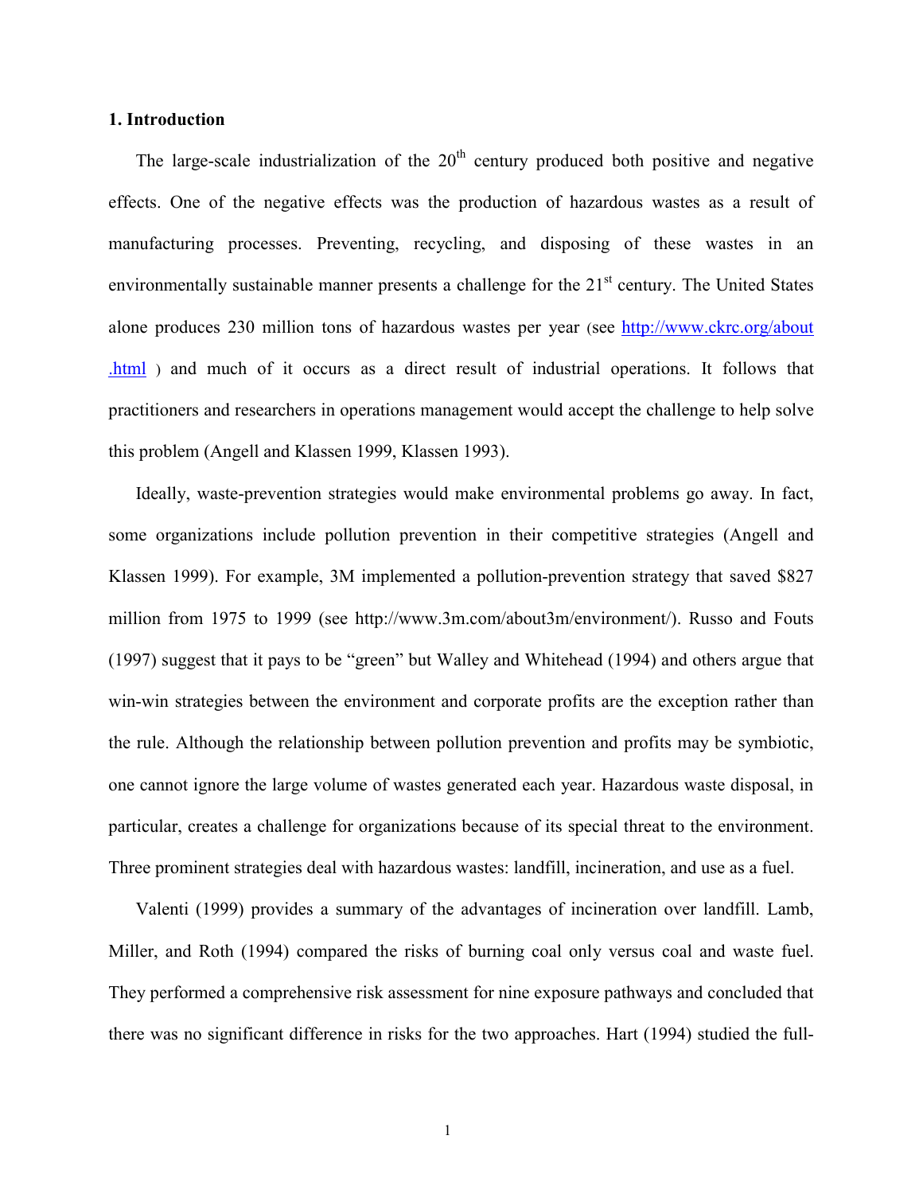## 1. Introduction

The large-scale industrialization of the 20th century produced both positive and negative effects. One of the negative effects was the production of hazardous wastes as a result of manufacturing processes. Preventing, recycling, and disposing of these wastes in an environmentally sustainable manner presents a challenge for the 21st century. The United States alone produces 230 million tons of hazardous wastes per year (see http://www.ckrc.org/about.html ) and much of it occurs as a direct result of industrial operations. It follows that practitioners and researchers in operations management would accept the challenge to help solve this problem (Angell and Klassen 1999, Klassen 1993).

Ideally, waste-prevention strategies would make environmental problems go away. In fact, some organizations include pollution prevention in their competitive strategies (Angell and Klassen 1999). For example, 3M implemented a pollution-prevention strategy that saved $827 million from 1975 to 1999 (see http://www.3m.com/about3m/environment/). Russo and Fouts (1997) suggest that it pays to be "green" but Walley and Whitehead (1994) and others argue that win-win strategies between the environment and corporate profits are the exception rather than the rule. Although the relationship between pollution prevention and profits may be symbiotic, one cannot ignore the large volume of wastes generated each year. Hazardous waste disposal, in particular, creates a challenge for organizations because of its special threat to the environment. Three prominent strategies deal with hazardous wastes: landfill, incineration, and use as a fuel.

Valenti (1999) provides a summary of the advantages of incineration over landfill. Lamb, Miller, and Roth (1994) compared the risks of burning coal only versus coal and waste fuel. They performed a comprehensive risk assessment for nine exposure pathways and concluded that there was no significant difference in risks for the two approaches. Hart (1994) studied the full-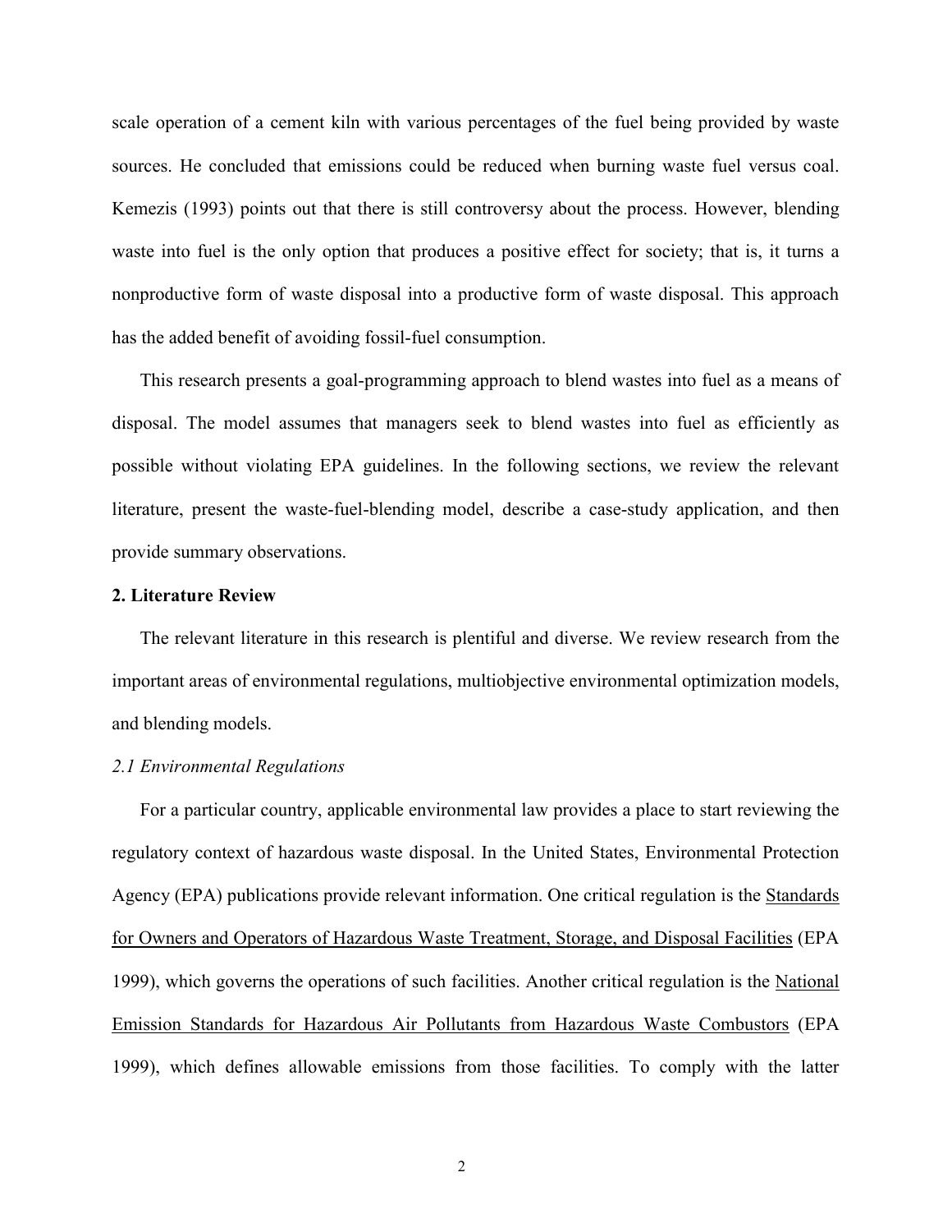scale operation of a cement kiln with various percentages of the fuel being provided by waste sources. He concluded that emissions could be reduced when burning waste fuel versus coal. Kemezis (1993) points out that there is still controversy about the process. However, blending waste into fuel is the only option that produces a positive effect for society; that is, it turns a nonproductive form of waste disposal into a productive form of waste disposal. This approach has the added benefit of avoiding fossil-fuel consumption.

This research presents a goal-programming approach to blend wastes into fuel as a means of disposal. The model assumes that managers seek to blend wastes into fuel as efficiently as possible without violating EPA guidelines. In the following sections, we review the relevant literature, present the waste-fuel-blending model, describe a case-study application, and then provide summary observations.

## 2. Literature Review

The relevant literature in this research is plentiful and diverse. We review research from the important areas of environmental regulations, multiobjective environmental optimization models, and blending models.

### *2.1 Environmental Regulations*

For a particular country, applicable environmental law provides a place to start reviewing the regulatory context of hazardous waste disposal. In the United States, Environmental Protection Agency (EPA) publications provide relevant information. One critical regulation is the Standards for Owners and Operators of Hazardous Waste Treatment, Storage, and Disposal Facilities (EPA 1999), which governs the operations of such facilities. Another critical regulation is the National Emission Standards for Hazardous Air Pollutants from Hazardous Waste Combustors (EPA 1999), which defines allowable emissions from those facilities. To comply with the latter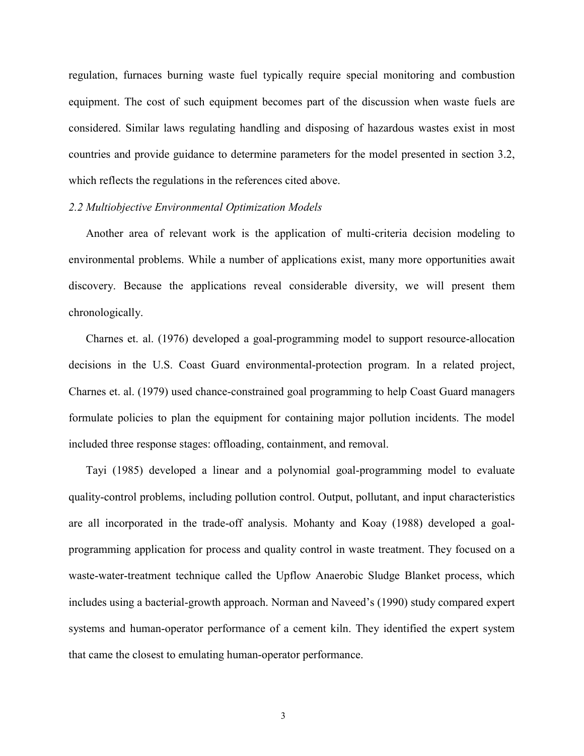regulation, furnaces burning waste fuel typically require special monitoring and combustion equipment. The cost of such equipment becomes part of the discussion when waste fuels are considered. Similar laws regulating handling and disposing of hazardous wastes exist in most countries and provide guidance to determine parameters for the model presented in section 3.2, which reflects the regulations in the references cited above.

### *2.2 Multiobjective Environmental Optimization Models*

Another area of relevant work is the application of multi-criteria decision modeling to environmental problems. While a number of applications exist, many more opportunities await discovery. Because the applications reveal considerable diversity, we will present them chronologically.

Charnes et. al. (1976) developed a goal-programming model to support resource-allocation decisions in the U.S. Coast Guard environmental-protection program. In a related project, Charnes et. al. (1979) used chance-constrained goal programming to help Coast Guard managers formulate policies to plan the equipment for containing major pollution incidents. The model included three response stages: offloading, containment, and removal.

Tayi (1985) developed a linear and a polynomial goal-programming model to evaluate quality-control problems, including pollution control. Output, pollutant, and input characteristics are all incorporated in the trade-off analysis. Mohanty and Koay (1988) developed a goal-programming application for process and quality control in waste treatment. They focused on a waste-water-treatment technique called the Upflow Anaerobic Sludge Blanket process, which includes using a bacterial-growth approach. Norman and Naveed's (1990) study compared expert systems and human-operator performance of a cement kiln. They identified the expert system that came the closest to emulating human-operator performance.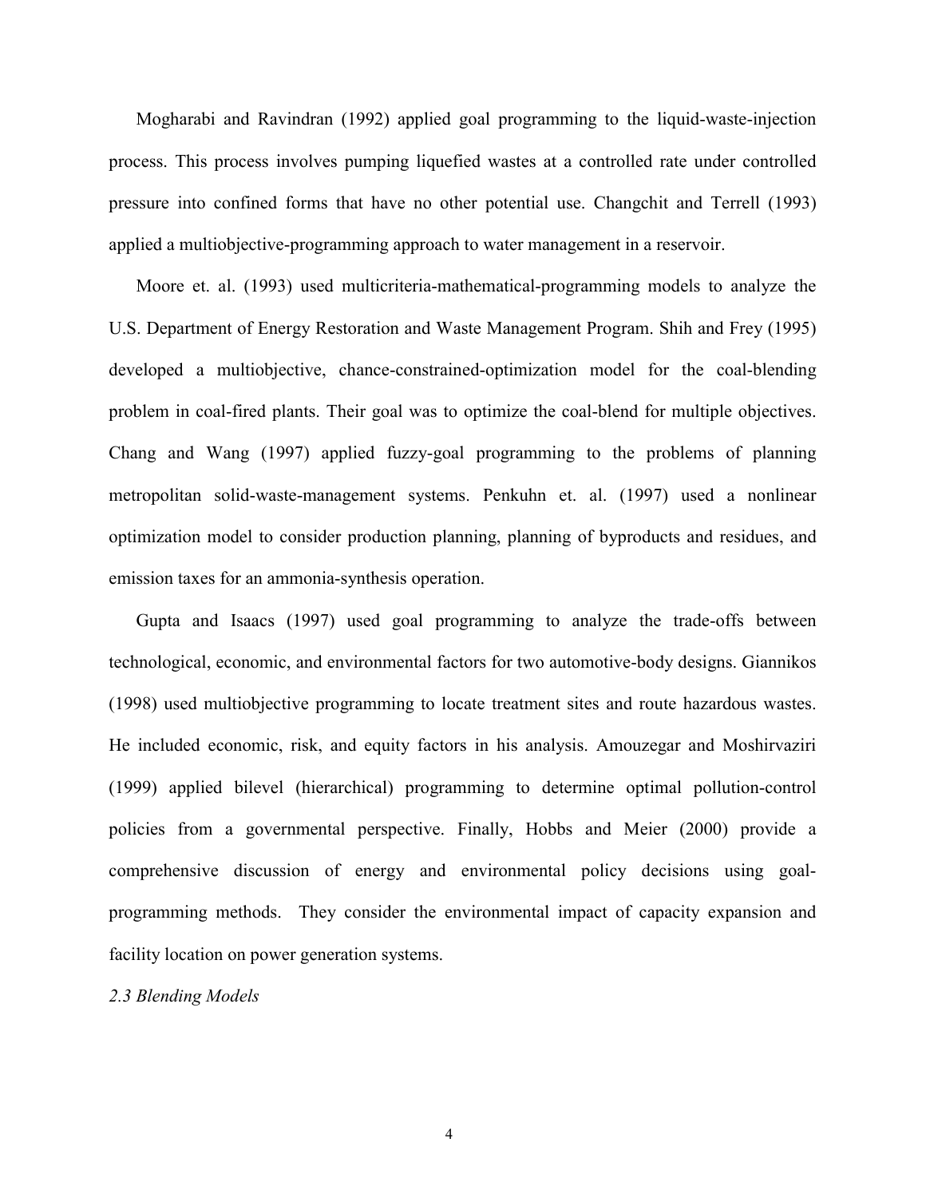Mogharabi and Ravindran (1992) applied goal programming to the liquid-waste-injection process. This process involves pumping liquefied wastes at a controlled rate under controlled pressure into confined forms that have no other potential use. Changchit and Terrell (1993) applied a multiobjective-programming approach to water management in a reservoir.

Moore et. al. (1993) used multicriteria-mathematical-programming models to analyze the U.S. Department of Energy Restoration and Waste Management Program. Shih and Frey (1995) developed a multiobjective, chance-constrained-optimization model for the coal-blending problem in coal-fired plants. Their goal was to optimize the coal-blend for multiple objectives. Chang and Wang (1997) applied fuzzy-goal programming to the problems of planning metropolitan solid-waste-management systems. Penkuhn et. al. (1997) used a nonlinear optimization model to consider production planning, planning of byproducts and residues, and emission taxes for an ammonia-synthesis operation.

Gupta and Isaacs (1997) used goal programming to analyze the trade-offs between technological, economic, and environmental factors for two automotive-body designs. Giannikos (1998) used multiobjective programming to locate treatment sites and route hazardous wastes. He included economic, risk, and equity factors in his analysis. Amouzegar and Moshirvaziri (1999) applied bilevel (hierarchical) programming to determine optimal pollution-control policies from a governmental perspective. Finally, Hobbs and Meier (2000) provide a comprehensive discussion of energy and environmental policy decisions using goal-programming methods. They consider the environmental impact of capacity expansion and facility location on power generation systems.

### *2.3 Blending Models*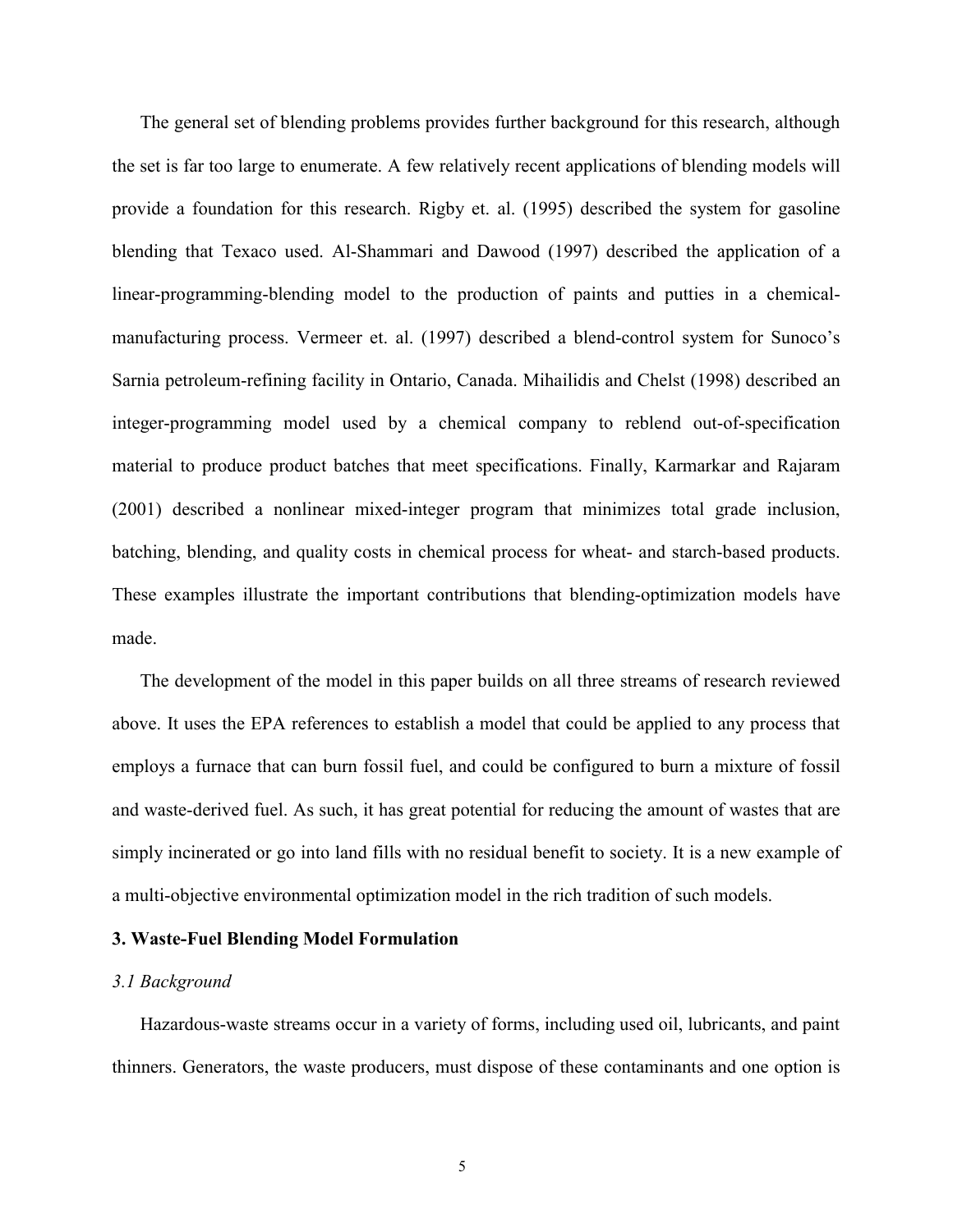The general set of blending problems provides further background for this research, although the set is far too large to enumerate. A few relatively recent applications of blending models will provide a foundation for this research. Rigby et. al. (1995) described the system for gasoline blending that Texaco used. Al-Shammari and Dawood (1997) described the application of a linear-programming-blending model to the production of paints and putties in a chemical-manufacturing process. Vermeer et. al. (1997) described a blend-control system for Sunoco's Sarnia petroleum-refining facility in Ontario, Canada. Mihailidis and Chelst (1998) described an integer-programming model used by a chemical company to reblend out-of-specification material to produce product batches that meet specifications. Finally, Karmarkar and Rajaram (2001) described a nonlinear mixed-integer program that minimizes total grade inclusion, batching, blending, and quality costs in chemical process for wheat- and starch-based products. These examples illustrate the important contributions that blending-optimization models have made.

The development of the model in this paper builds on all three streams of research reviewed above. It uses the EPA references to establish a model that could be applied to any process that employs a furnace that can burn fossil fuel, and could be configured to burn a mixture of fossil and waste-derived fuel. As such, it has great potential for reducing the amount of wastes that are simply incinerated or go into land fills with no residual benefit to society. It is a new example of a multi-objective environmental optimization model in the rich tradition of such models.

## 3. Waste-Fuel Blending Model Formulation

### *3.1 Background*

Hazardous-waste streams occur in a variety of forms, including used oil, lubricants, and paint thinners. Generators, the waste producers, must dispose of these contaminants and one option is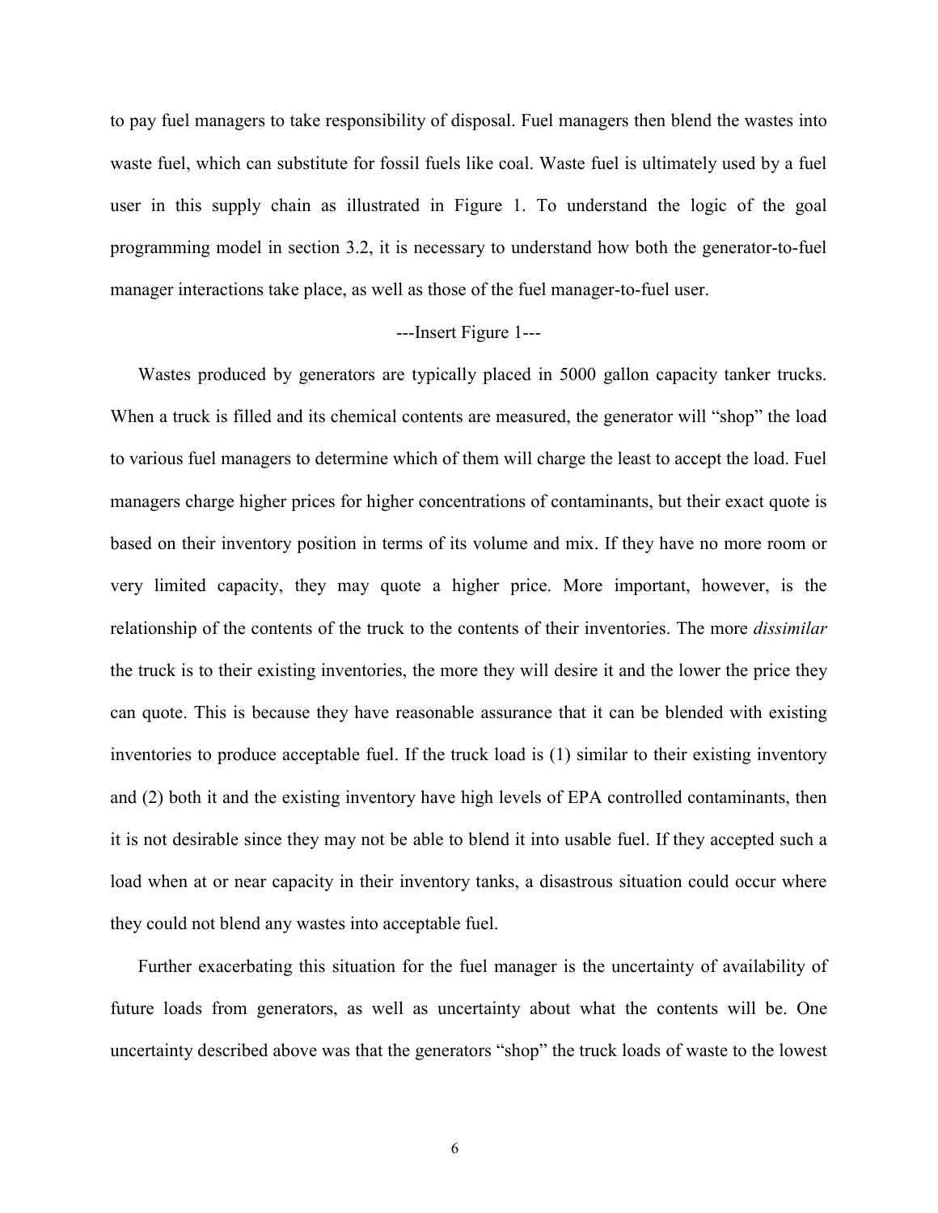to pay fuel managers to take responsibility of disposal. Fuel managers then blend the wastes into waste fuel, which can substitute for fossil fuels like coal. Waste fuel is ultimately used by a fuel user in this supply chain as illustrated in Figure 1. To understand the logic of the goal programming model in section 3.2, it is necessary to understand how both the generator-to-fuel manager interactions take place, as well as those of the fuel manager-to-fuel user.

---Insert Figure 1---

Wastes produced by generators are typically placed in 5000 gallon capacity tanker trucks. When a truck is filled and its chemical contents are measured, the generator will "shop" the load to various fuel managers to determine which of them will charge the least to accept the load. Fuel managers charge higher prices for higher concentrations of contaminants, but their exact quote is based on their inventory position in terms of its volume and mix. If they have no more room or very limited capacity, they may quote a higher price. More important, however, is the relationship of the contents of the truck to the contents of their inventories. The more *dissimilar* the truck is to their existing inventories, the more they will desire it and the lower the price they can quote. This is because they have reasonable assurance that it can be blended with existing inventories to produce acceptable fuel. If the truck load is (1) similar to their existing inventory and (2) both it and the existing inventory have high levels of EPA controlled contaminants, then it is not desirable since they may not be able to blend it into usable fuel. If they accepted such a load when at or near capacity in their inventory tanks, a disastrous situation could occur where they could not blend any wastes into acceptable fuel.

Further exacerbating this situation for the fuel manager is the uncertainty of availability of future loads from generators, as well as uncertainty about what the contents will be. One uncertainty described above was that the generators "shop" the truck loads of waste to the lowest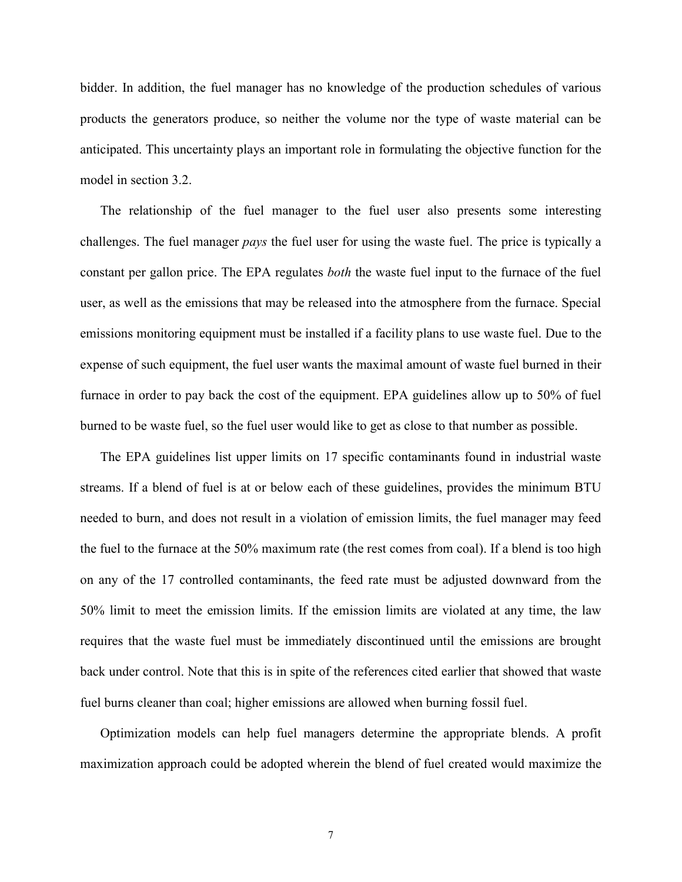bidder. In addition, the fuel manager has no knowledge of the production schedules of various products the generators produce, so neither the volume nor the type of waste material can be anticipated. This uncertainty plays an important role in formulating the objective function for the model in section 3.2.

The relationship of the fuel manager to the fuel user also presents some interesting challenges. The fuel manager *pays* the fuel user for using the waste fuel. The price is typically a constant per gallon price. The EPA regulates *both* the waste fuel input to the furnace of the fuel user, as well as the emissions that may be released into the atmosphere from the furnace. Special emissions monitoring equipment must be installed if a facility plans to use waste fuel. Due to the expense of such equipment, the fuel user wants the maximal amount of waste fuel burned in their furnace in order to pay back the cost of the equipment. EPA guidelines allow up to 50% of fuel burned to be waste fuel, so the fuel user would like to get as close to that number as possible.

The EPA guidelines list upper limits on 17 specific contaminants found in industrial waste streams. If a blend of fuel is at or below each of these guidelines, provides the minimum BTU needed to burn, and does not result in a violation of emission limits, the fuel manager may feed the fuel to the furnace at the 50% maximum rate (the rest comes from coal). If a blend is too high on any of the 17 controlled contaminants, the feed rate must be adjusted downward from the 50% limit to meet the emission limits. If the emission limits are violated at any time, the law requires that the waste fuel must be immediately discontinued until the emissions are brought back under control. Note that this is in spite of the references cited earlier that showed that waste fuel burns cleaner than coal; higher emissions are allowed when burning fossil fuel.

Optimization models can help fuel managers determine the appropriate blends. A profit maximization approach could be adopted wherein the blend of fuel created would maximize the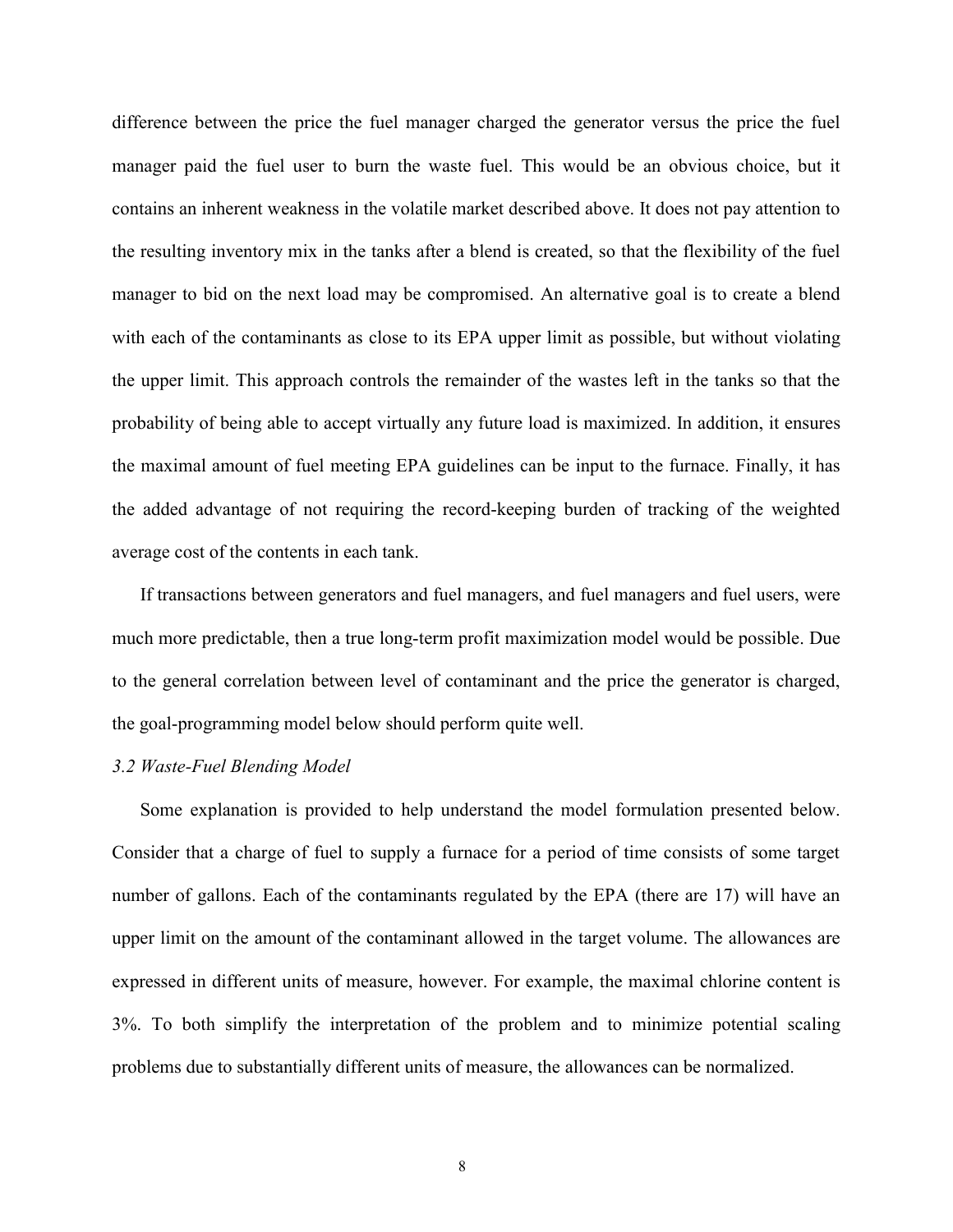difference between the price the fuel manager charged the generator versus the price the fuel manager paid the fuel user to burn the waste fuel. This would be an obvious choice, but it contains an inherent weakness in the volatile market described above. It does not pay attention to the resulting inventory mix in the tanks after a blend is created, so that the flexibility of the fuel manager to bid on the next load may be compromised. An alternative goal is to create a blend with each of the contaminants as close to its EPA upper limit as possible, but without violating the upper limit. This approach controls the remainder of the wastes left in the tanks so that the probability of being able to accept virtually any future load is maximized. In addition, it ensures the maximal amount of fuel meeting EPA guidelines can be input to the furnace. Finally, it has the added advantage of not requiring the record-keeping burden of tracking of the weighted average cost of the contents in each tank.

If transactions between generators and fuel managers, and fuel managers and fuel users, were much more predictable, then a true long-term profit maximization model would be possible. Due to the general correlation between level of contaminant and the price the generator is charged, the goal-programming model below should perform quite well.

### *3.2 Waste-Fuel Blending Model*

Some explanation is provided to help understand the model formulation presented below. Consider that a charge of fuel to supply a furnace for a period of time consists of some target number of gallons. Each of the contaminants regulated by the EPA (there are 17) will have an upper limit on the amount of the contaminant allowed in the target volume. The allowances are expressed in different units of measure, however. For example, the maximal chlorine content is 3%. To both simplify the interpretation of the problem and to minimize potential scaling problems due to substantially different units of measure, the allowances can be normalized.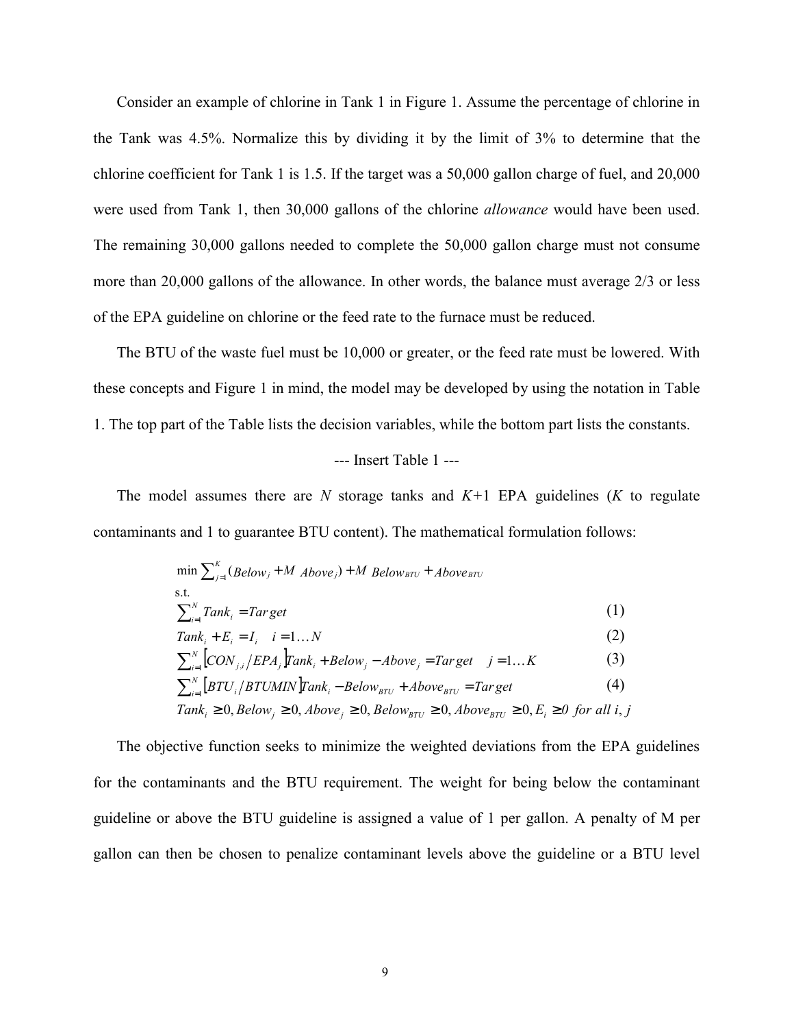Consider an example of chlorine in Tank 1 in Figure 1. Assume the percentage of chlorine in the Tank was 4.5%. Normalize this by dividing it by the limit of 3% to determine that the chlorine coefficient for Tank 1 is 1.5. If the target was a 50,000 gallon charge of fuel, and 20,000 were used from Tank 1, then 30,000 gallons of the chlorine *allowance* would have been used. The remaining 30,000 gallons needed to complete the 50,000 gallon charge must not consume more than 20,000 gallons of the allowance. In other words, the balance must average 2/3 or less of the EPA guideline on chlorine or the feed rate to the furnace must be reduced.

The BTU of the waste fuel must be 10,000 or greater, or the feed rate must be lowered. With these concepts and Figure 1 in mind, the model may be developed by using the notation in Table 1. The top part of the Table lists the decision variables, while the bottom part lists the constants.

--- Insert Table 1 ---

The model assumes there are *N* storage tanks and *K*+1 EPA guidelines (*K* to regulate contaminants and 1 to guarantee BTU content). The mathematical formulation follows:

$$\min \sum_{j=1}^{K} (Below_j + M\ Above_j) + M\ Below_{BTU} + Above_{BTU}$$

s.t.

$$\sum_{i=1}^{N} Tank_i = Target \qquad (1)$$

$$Tank_i + E_i = I_i \quad i = 1 \ldots N \qquad (2)$$

$$\sum_{i=1}^{N} \left[ CON_{j,i} / EPA_j \right] Tank_i + Below_j - Above_j = Target \quad j = 1 \ldots K \qquad (3)$$

$$\sum_{i=1}^{N} \left[ BTU_i / BTUMIN \right] Tank_i - Below_{BTU} + Above_{BTU} = Target \qquad (4)$$

$$Tank_i \geq 0, Below_j \geq 0, Above_j \geq 0, Below_{BTU} \geq 0, Above_{BTU} \geq 0, E_i \geq 0 \ \ for\ all\ i, j$$

The objective function seeks to minimize the weighted deviations from the EPA guidelines for the contaminants and the BTU requirement. The weight for being below the contaminant guideline or above the BTU guideline is assigned a value of 1 per gallon. A penalty of M per gallon can then be chosen to penalize contaminant levels above the guideline or a BTU level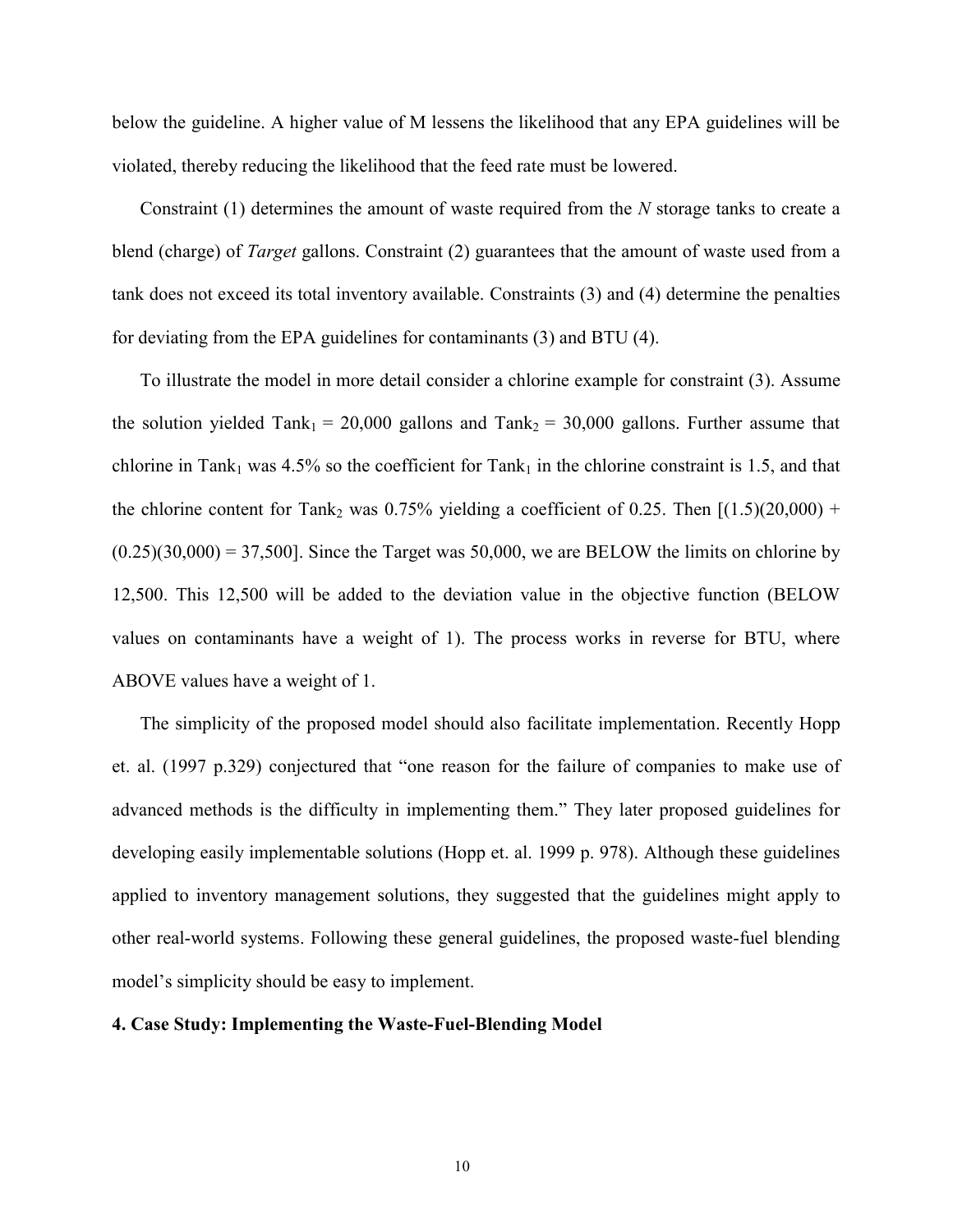below the guideline. A higher value of M lessens the likelihood that any EPA guidelines will be violated, thereby reducing the likelihood that the feed rate must be lowered.

Constraint (1) determines the amount of waste required from the *N* storage tanks to create a blend (charge) of *Target* gallons. Constraint (2) guarantees that the amount of waste used from a tank does not exceed its total inventory available. Constraints (3) and (4) determine the penalties for deviating from the EPA guidelines for contaminants (3) and BTU (4).

To illustrate the model in more detail consider a chlorine example for constraint (3). Assume the solution yielded $Tank_1$ = 20,000 gallons and $Tank_2$ = 30,000 gallons. Further assume that chlorine in $Tank_1$ was 4.5% so the coefficient for $Tank_1$ in the chlorine constraint is 1.5, and that the chlorine content for $Tank_2$ was 0.75% yielding a coefficient of 0.25. Then [(1.5)(20,000) + (0.25)(30,000) = 37,500]. Since the Target was 50,000, we are BELOW the limits on chlorine by 12,500. This 12,500 will be added to the deviation value in the objective function (BELOW values on contaminants have a weight of 1). The process works in reverse for BTU, where ABOVE values have a weight of 1.

The simplicity of the proposed model should also facilitate implementation. Recently Hopp et. al. (1997 p.329) conjectured that "one reason for the failure of companies to make use of advanced methods is the difficulty in implementing them." They later proposed guidelines for developing easily implementable solutions (Hopp et. al. 1999 p. 978). Although these guidelines applied to inventory management solutions, they suggested that the guidelines might apply to other real-world systems. Following these general guidelines, the proposed waste-fuel blending model's simplicity should be easy to implement.

## 4. Case Study: Implementing the Waste-Fuel-Blending Model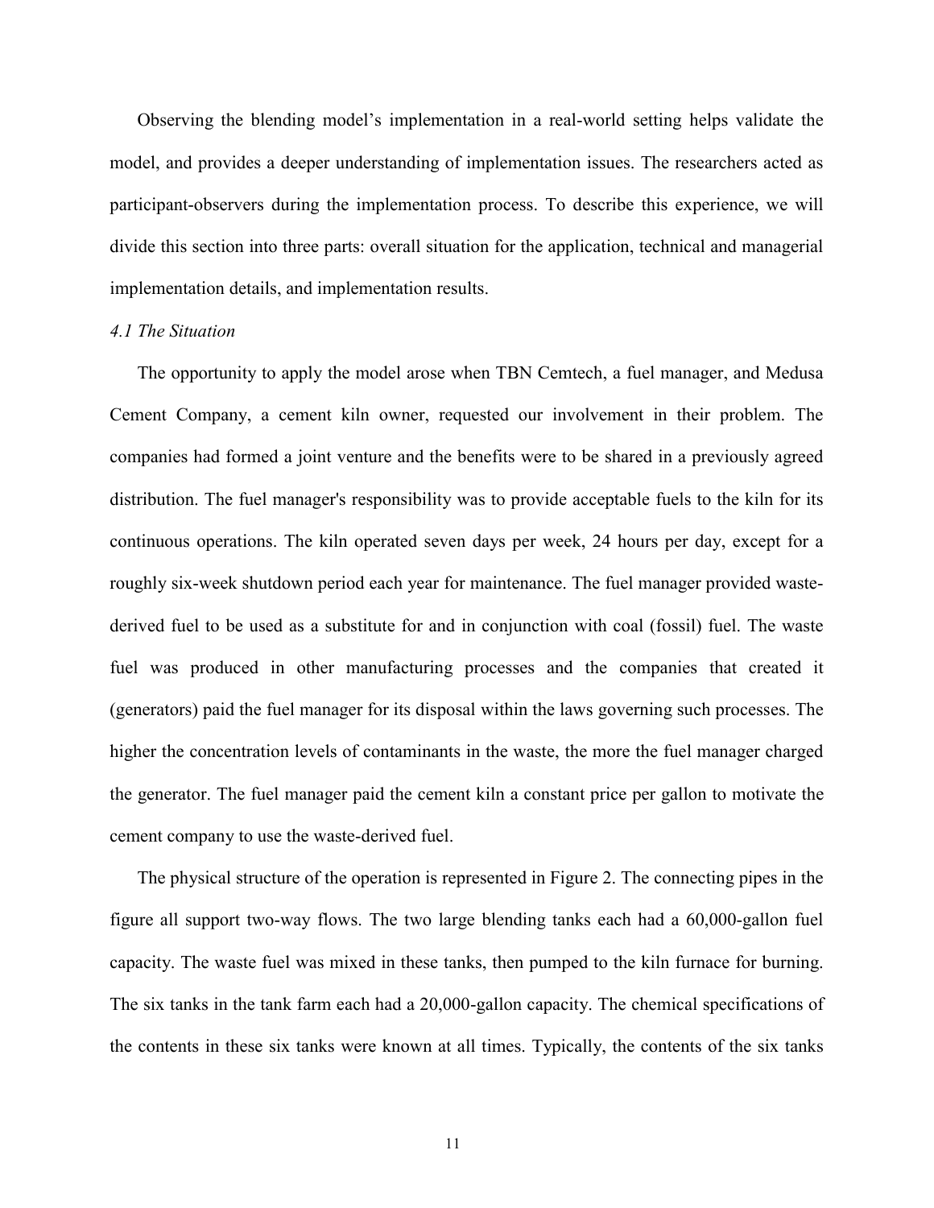Observing the blending model's implementation in a real-world setting helps validate the model, and provides a deeper understanding of implementation issues. The researchers acted as participant-observers during the implementation process. To describe this experience, we will divide this section into three parts: overall situation for the application, technical and managerial implementation details, and implementation results.

### *4.1 The Situation*

The opportunity to apply the model arose when TBN Cemtech, a fuel manager, and Medusa Cement Company, a cement kiln owner, requested our involvement in their problem. The companies had formed a joint venture and the benefits were to be shared in a previously agreed distribution. The fuel manager's responsibility was to provide acceptable fuels to the kiln for its continuous operations. The kiln operated seven days per week, 24 hours per day, except for a roughly six-week shutdown period each year for maintenance. The fuel manager provided waste-derived fuel to be used as a substitute for and in conjunction with coal (fossil) fuel. The waste fuel was produced in other manufacturing processes and the companies that created it (generators) paid the fuel manager for its disposal within the laws governing such processes. The higher the concentration levels of contaminants in the waste, the more the fuel manager charged the generator. The fuel manager paid the cement kiln a constant price per gallon to motivate the cement company to use the waste-derived fuel.

The physical structure of the operation is represented in Figure 2. The connecting pipes in the figure all support two-way flows. The two large blending tanks each had a 60,000-gallon fuel capacity. The waste fuel was mixed in these tanks, then pumped to the kiln furnace for burning. The six tanks in the tank farm each had a 20,000-gallon capacity. The chemical specifications of the contents in these six tanks were known at all times. Typically, the contents of the six tanks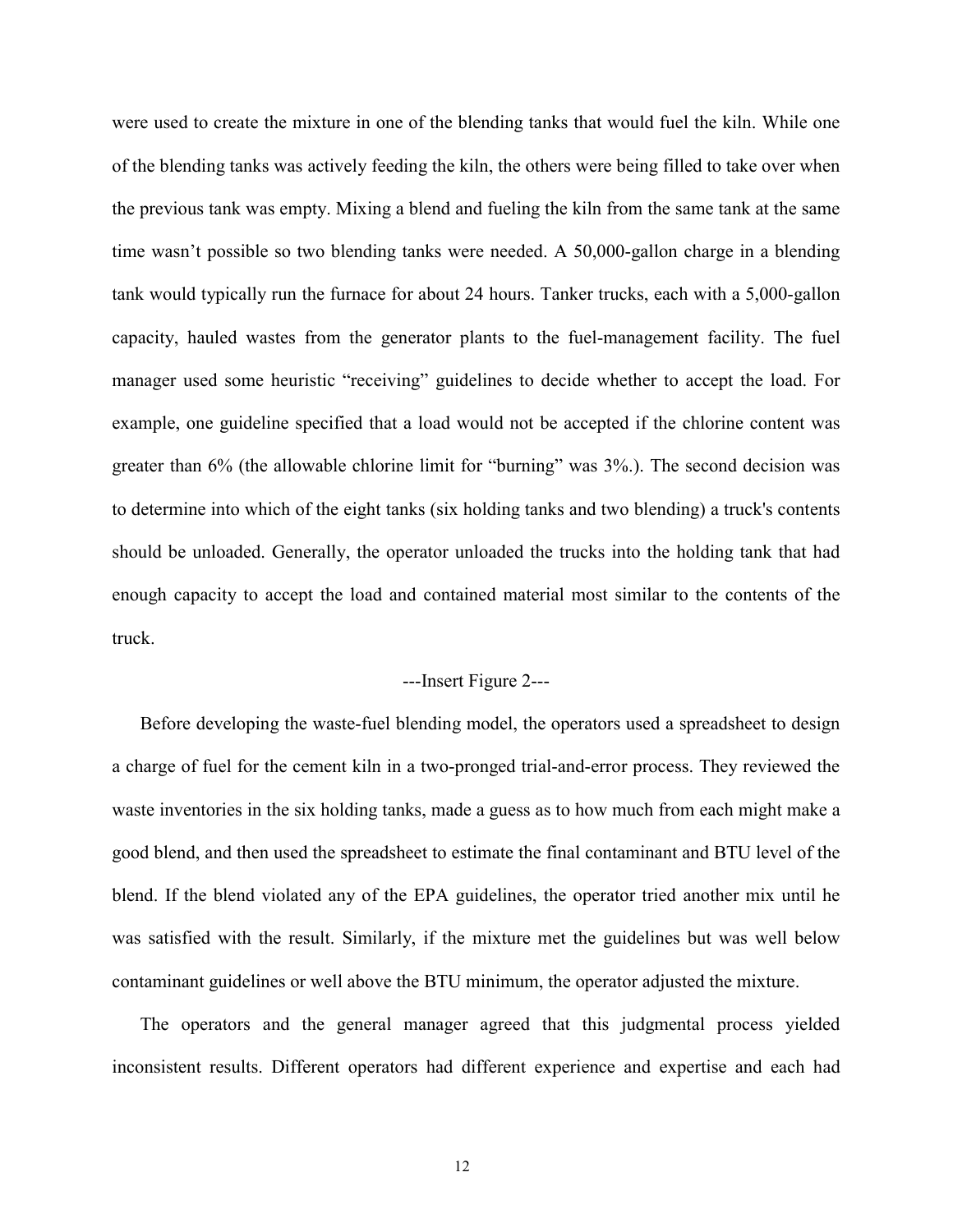were used to create the mixture in one of the blending tanks that would fuel the kiln. While one of the blending tanks was actively feeding the kiln, the others were being filled to take over when the previous tank was empty. Mixing a blend and fueling the kiln from the same tank at the same time wasn't possible so two blending tanks were needed. A 50,000-gallon charge in a blending tank would typically run the furnace for about 24 hours. Tanker trucks, each with a 5,000-gallon capacity, hauled wastes from the generator plants to the fuel-management facility. The fuel manager used some heuristic "receiving" guidelines to decide whether to accept the load. For example, one guideline specified that a load would not be accepted if the chlorine content was greater than 6% (the allowable chlorine limit for "burning" was 3%.). The second decision was to determine into which of the eight tanks (six holding tanks and two blending) a truck's contents should be unloaded. Generally, the operator unloaded the trucks into the holding tank that had enough capacity to accept the load and contained material most similar to the contents of the truck.

---Insert Figure 2---

Before developing the waste-fuel blending model, the operators used a spreadsheet to design a charge of fuel for the cement kiln in a two-pronged trial-and-error process. They reviewed the waste inventories in the six holding tanks, made a guess as to how much from each might make a good blend, and then used the spreadsheet to estimate the final contaminant and BTU level of the blend. If the blend violated any of the EPA guidelines, the operator tried another mix until he was satisfied with the result. Similarly, if the mixture met the guidelines but was well below contaminant guidelines or well above the BTU minimum, the operator adjusted the mixture.

The operators and the general manager agreed that this judgmental process yielded inconsistent results. Different operators had different experience and expertise and each had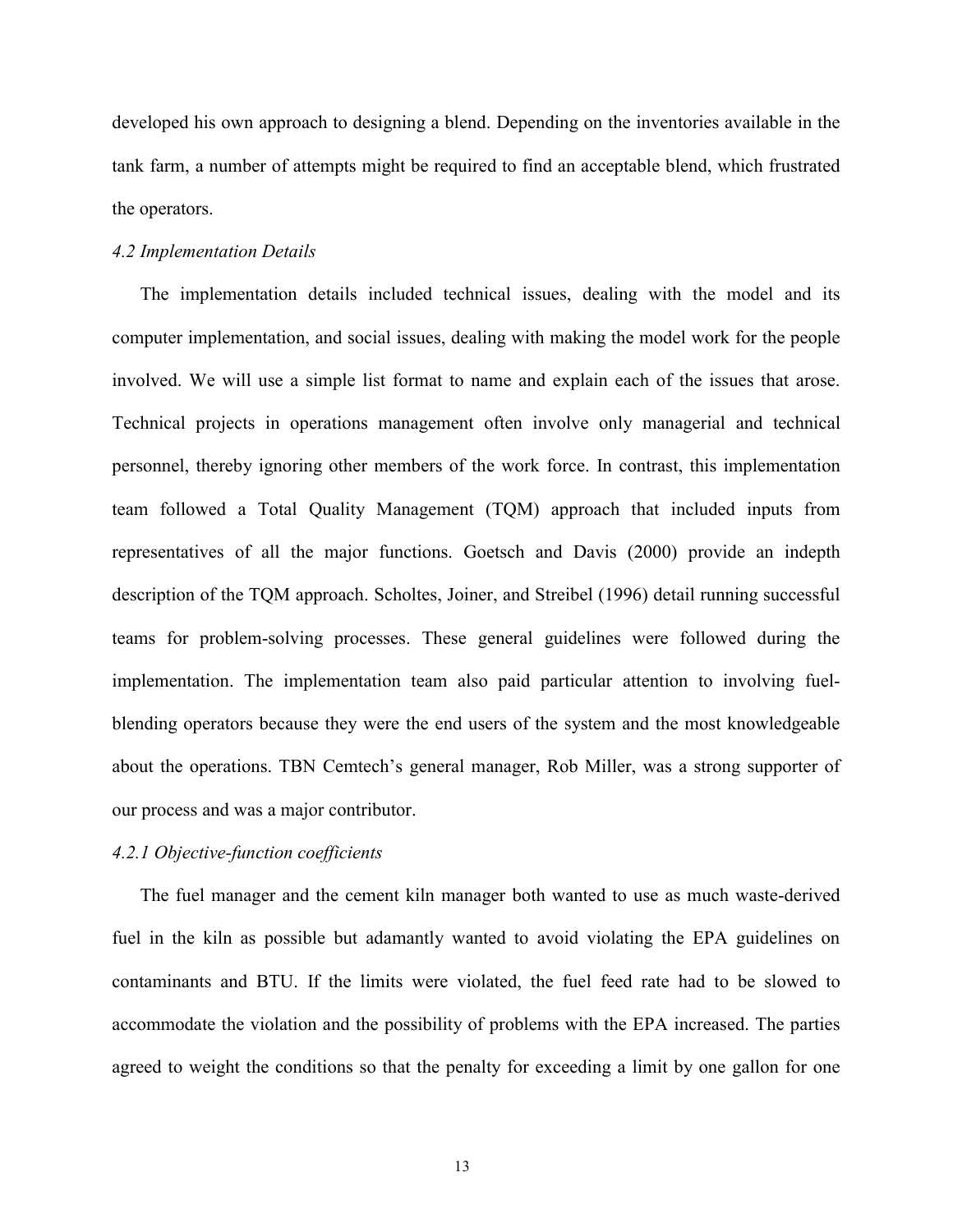developed his own approach to designing a blend. Depending on the inventories available in the tank farm, a number of attempts might be required to find an acceptable blend, which frustrated the operators.

### *4.2 Implementation Details*

The implementation details included technical issues, dealing with the model and its computer implementation, and social issues, dealing with making the model work for the people involved. We will use a simple list format to name and explain each of the issues that arose. Technical projects in operations management often involve only managerial and technical personnel, thereby ignoring other members of the work force. In contrast, this implementation team followed a Total Quality Management (TQM) approach that included inputs from representatives of all the major functions. Goetsch and Davis (2000) provide an indepth description of the TQM approach. Scholtes, Joiner, and Streibel (1996) detail running successful teams for problem-solving processes. These general guidelines were followed during the implementation. The implementation team also paid particular attention to involving fuel-blending operators because they were the end users of the system and the most knowledgeable about the operations. TBN Cemtech's general manager, Rob Miller, was a strong supporter of our process and was a major contributor.

#### *4.2.1 Objective-function coefficients*

The fuel manager and the cement kiln manager both wanted to use as much waste-derived fuel in the kiln as possible but adamantly wanted to avoid violating the EPA guidelines on contaminants and BTU. If the limits were violated, the fuel feed rate had to be slowed to accommodate the violation and the possibility of problems with the EPA increased. The parties agreed to weight the conditions so that the penalty for exceeding a limit by one gallon for one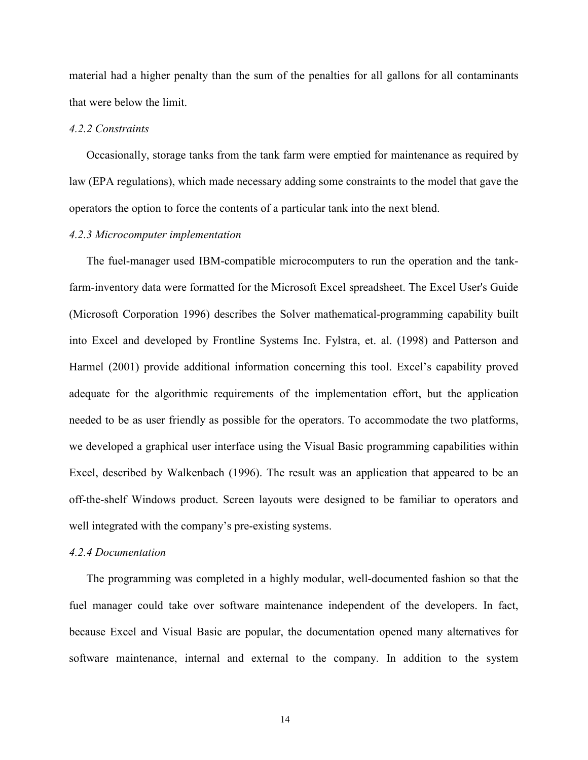material had a higher penalty than the sum of the penalties for all gallons for all contaminants that were below the limit.

*4.2.2 Constraints*

Occasionally, storage tanks from the tank farm were emptied for maintenance as required by law (EPA regulations), which made necessary adding some constraints to the model that gave the operators the option to force the contents of a particular tank into the next blend.

*4.2.3 Microcomputer implementation*

The fuel-manager used IBM-compatible microcomputers to run the operation and the tank-farm-inventory data were formatted for the Microsoft Excel spreadsheet. The Excel User's Guide (Microsoft Corporation 1996) describes the Solver mathematical-programming capability built into Excel and developed by Frontline Systems Inc. Fylstra, et. al. (1998) and Patterson and Harmel (2001) provide additional information concerning this tool. Excel's capability proved adequate for the algorithmic requirements of the implementation effort, but the application needed to be as user friendly as possible for the operators. To accommodate the two platforms, we developed a graphical user interface using the Visual Basic programming capabilities within Excel, described by Walkenbach (1996). The result was an application that appeared to be an off-the-shelf Windows product. Screen layouts were designed to be familiar to operators and well integrated with the company's pre-existing systems.

*4.2.4 Documentation*

The programming was completed in a highly modular, well-documented fashion so that the fuel manager could take over software maintenance independent of the developers. In fact, because Excel and Visual Basic are popular, the documentation opened many alternatives for software maintenance, internal and external to the company. In addition to the system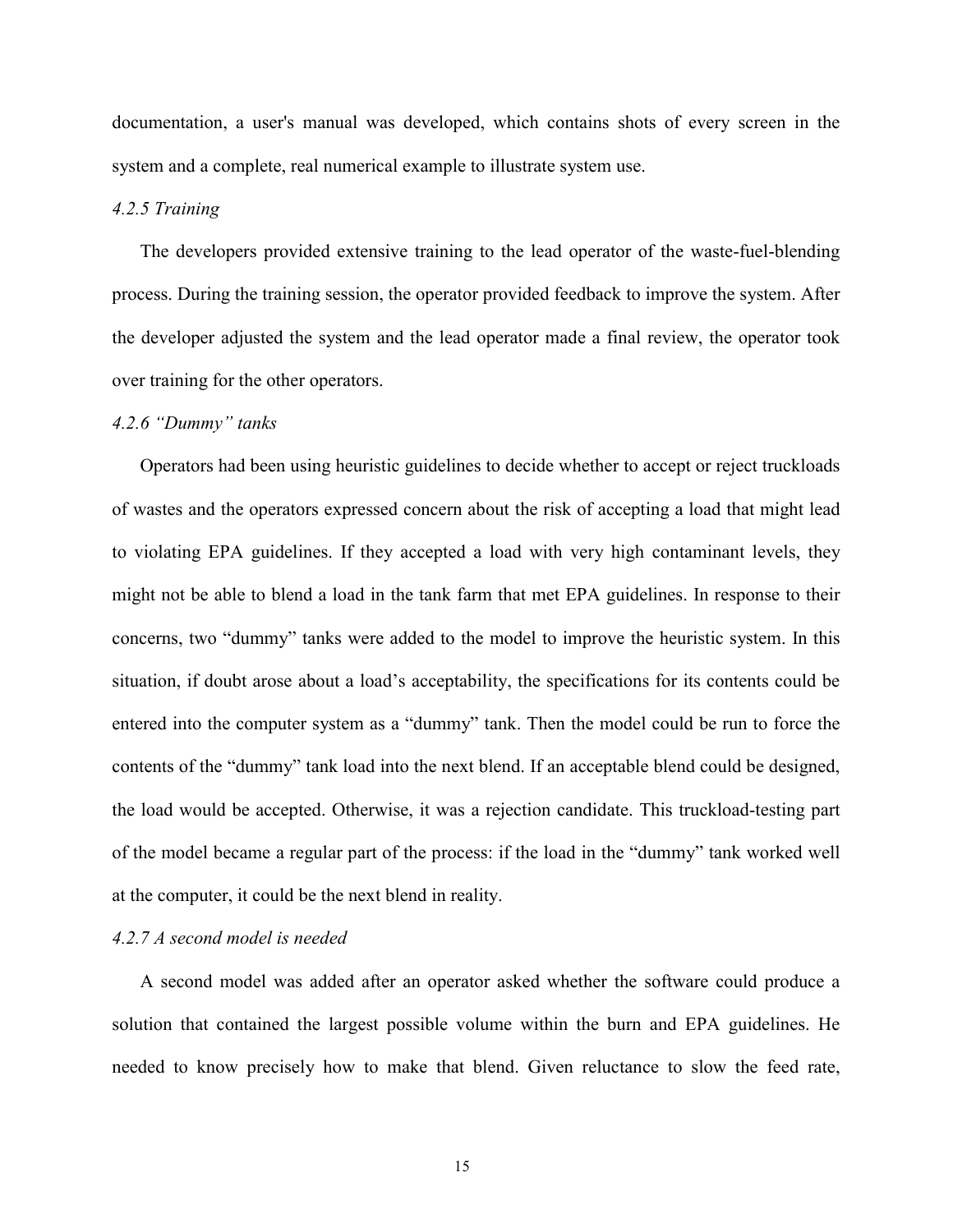documentation, a user's manual was developed, which contains shots of every screen in the system and a complete, real numerical example to illustrate system use.

*4.2.5 Training*

The developers provided extensive training to the lead operator of the waste-fuel-blending process. During the training session, the operator provided feedback to improve the system. After the developer adjusted the system and the lead operator made a final review, the operator took over training for the other operators.

*4.2.6 "Dummy" tanks*

Operators had been using heuristic guidelines to decide whether to accept or reject truckloads of wastes and the operators expressed concern about the risk of accepting a load that might lead to violating EPA guidelines. If they accepted a load with very high contaminant levels, they might not be able to blend a load in the tank farm that met EPA guidelines. In response to their concerns, two "dummy" tanks were added to the model to improve the heuristic system. In this situation, if doubt arose about a load's acceptability, the specifications for its contents could be entered into the computer system as a "dummy" tank. Then the model could be run to force the contents of the "dummy" tank load into the next blend. If an acceptable blend could be designed, the load would be accepted. Otherwise, it was a rejection candidate. This truckload-testing part of the model became a regular part of the process: if the load in the "dummy" tank worked well at the computer, it could be the next blend in reality.

*4.2.7 A second model is needed*

A second model was added after an operator asked whether the software could produce a solution that contained the largest possible volume within the burn and EPA guidelines. He needed to know precisely how to make that blend. Given reluctance to slow the feed rate,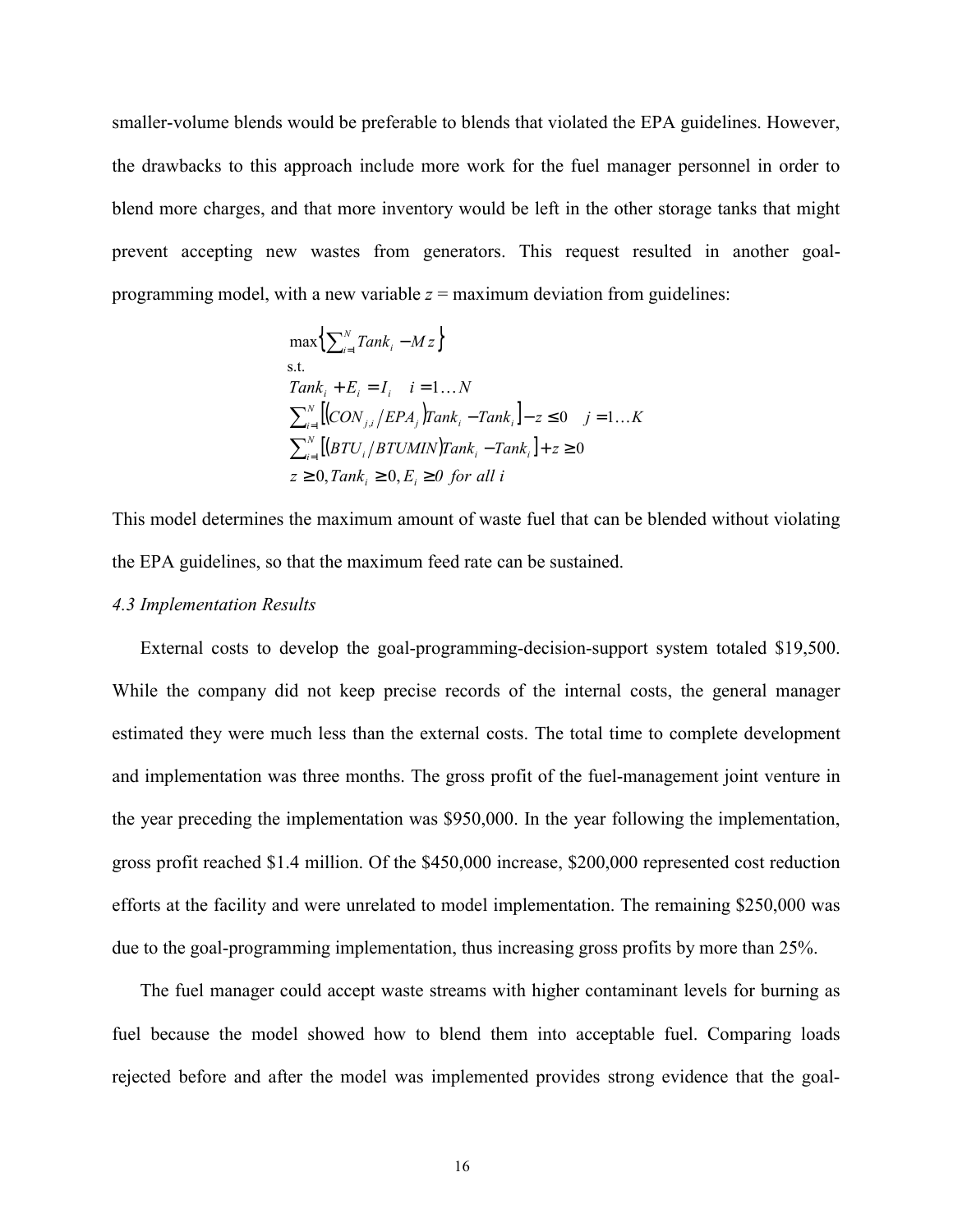smaller-volume blends would be preferable to blends that violated the EPA guidelines. However, the drawbacks to this approach include more work for the fuel manager personnel in order to blend more charges, and that more inventory would be left in the other storage tanks that might prevent accepting new wastes from generators. This request resulted in another goal-programming model, with a new variable $z$ = maximum deviation from guidelines:

$$
\begin{aligned}
&\max\left\{\sum_{i=1}^{N} Tank_i - M\,z\right\} \\
&\text{s.t.} \\
&Tank_i + E_i = I_i \quad i = 1 \ldots N \\
&\sum_{i=1}^{N}\left[\left(CON_{j,i}/EPA_j\right)Tank_i - Tank_i\right] - z \leq 0 \quad j = 1 \ldots K \\
&\sum_{i=1}^{N}\left[\left(BTU_i/BTUMIN\right)Tank_i - Tank_i\right] + z \geq 0 \\
&z \geq 0, Tank_i \geq 0, E_i \geq 0 \ \text{for all } i
\end{aligned}
$$

This model determines the maximum amount of waste fuel that can be blended without violating the EPA guidelines, so that the maximum feed rate can be sustained.

*4.3 Implementation Results*

External costs to develop the goal-programming-decision-support system totaled $19,500. While the company did not keep precise records of the internal costs, the general manager estimated they were much less than the external costs. The total time to complete development and implementation was three months. The gross profit of the fuel-management joint venture in the year preceding the implementation was $950,000. In the year following the implementation, gross profit reached $1.4 million. Of the $450,000 increase, $200,000 represented cost reduction efforts at the facility and were unrelated to model implementation. The remaining $250,000 was due to the goal-programming implementation, thus increasing gross profits by more than 25%.

The fuel manager could accept waste streams with higher contaminant levels for burning as fuel because the model showed how to blend them into acceptable fuel. Comparing loads rejected before and after the model was implemented provides strong evidence that the goal-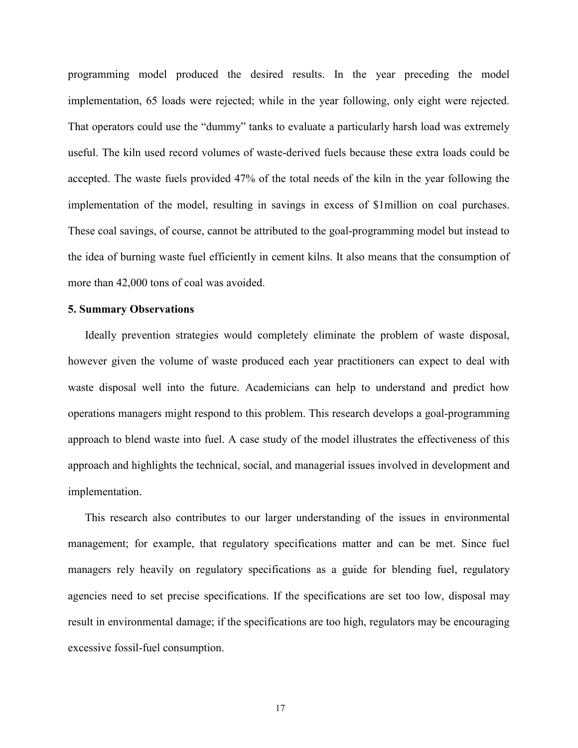programming model produced the desired results. In the year preceding the model implementation, 65 loads were rejected; while in the year following, only eight were rejected. That operators could use the "dummy" tanks to evaluate a particularly harsh load was extremely useful. The kiln used record volumes of waste-derived fuels because these extra loads could be accepted. The waste fuels provided 47% of the total needs of the kiln in the year following the implementation of the model, resulting in savings in excess of $1million on coal purchases. These coal savings, of course, cannot be attributed to the goal-programming model but instead to the idea of burning waste fuel efficiently in cement kilns. It also means that the consumption of more than 42,000 tons of coal was avoided.

**5. Summary Observations**

Ideally prevention strategies would completely eliminate the problem of waste disposal, however given the volume of waste produced each year practitioners can expect to deal with waste disposal well into the future. Academicians can help to understand and predict how operations managers might respond to this problem. This research develops a goal-programming approach to blend waste into fuel. A case study of the model illustrates the effectiveness of this approach and highlights the technical, social, and managerial issues involved in development and implementation.

This research also contributes to our larger understanding of the issues in environmental management; for example, that regulatory specifications matter and can be met. Since fuel managers rely heavily on regulatory specifications as a guide for blending fuel, regulatory agencies need to set precise specifications. If the specifications are set too low, disposal may result in environmental damage; if the specifications are too high, regulators may be encouraging excessive fossil-fuel consumption.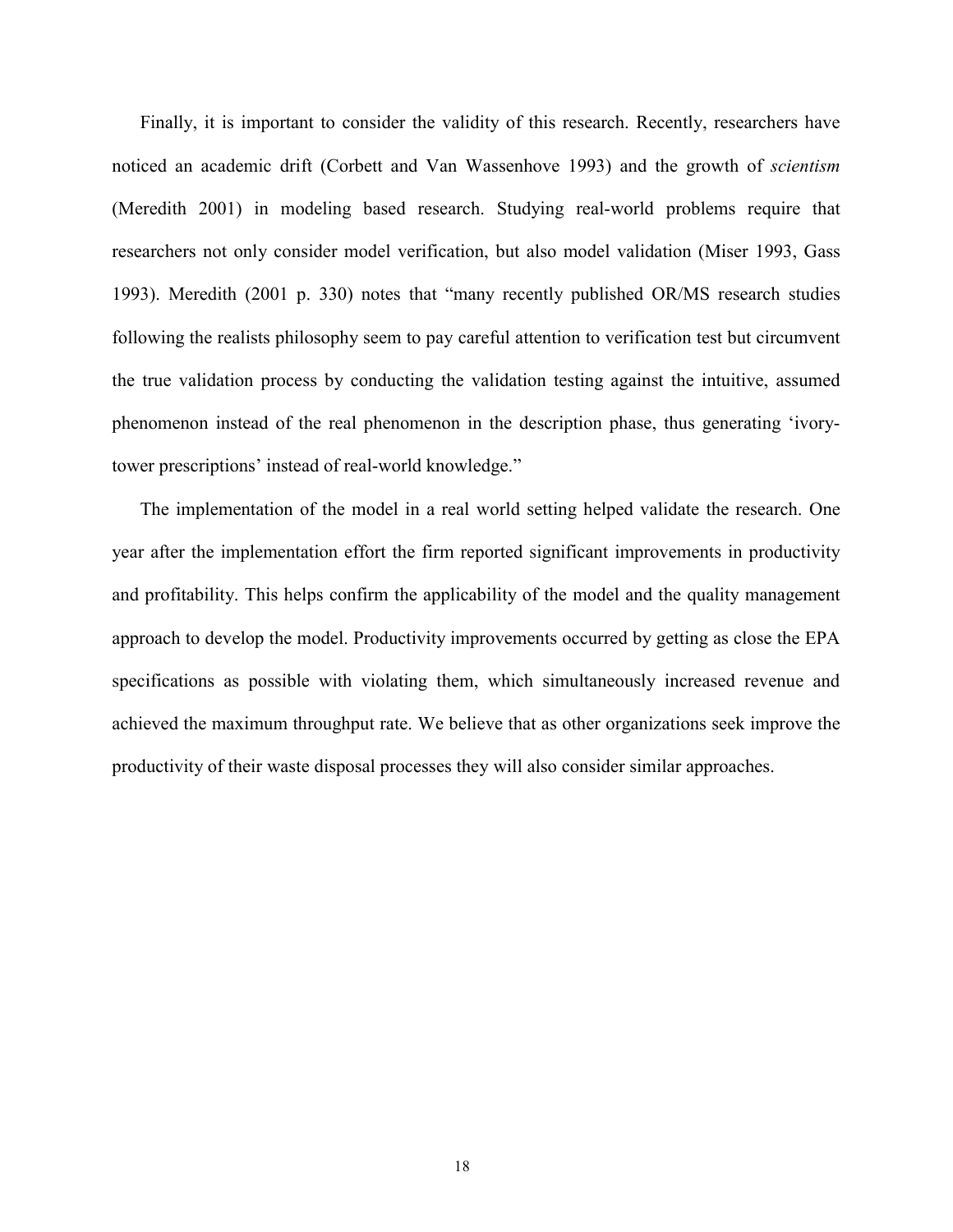Finally, it is important to consider the validity of this research. Recently, researchers have noticed an academic drift (Corbett and Van Wassenhove 1993) and the growth of *scientism* (Meredith 2001) in modeling based research. Studying real-world problems require that researchers not only consider model verification, but also model validation (Miser 1993, Gass 1993). Meredith (2001 p. 330) notes that "many recently published OR/MS research studies following the realists philosophy seem to pay careful attention to verification test but circumvent the true validation process by conducting the validation testing against the intuitive, assumed phenomenon instead of the real phenomenon in the description phase, thus generating 'ivory-tower prescriptions' instead of real-world knowledge."

The implementation of the model in a real world setting helped validate the research. One year after the implementation effort the firm reported significant improvements in productivity and profitability. This helps confirm the applicability of the model and the quality management approach to develop the model. Productivity improvements occurred by getting as close the EPA specifications as possible with violating them, which simultaneously increased revenue and achieved the maximum throughput rate. We believe that as other organizations seek improve the productivity of their waste disposal processes they will also consider similar approaches.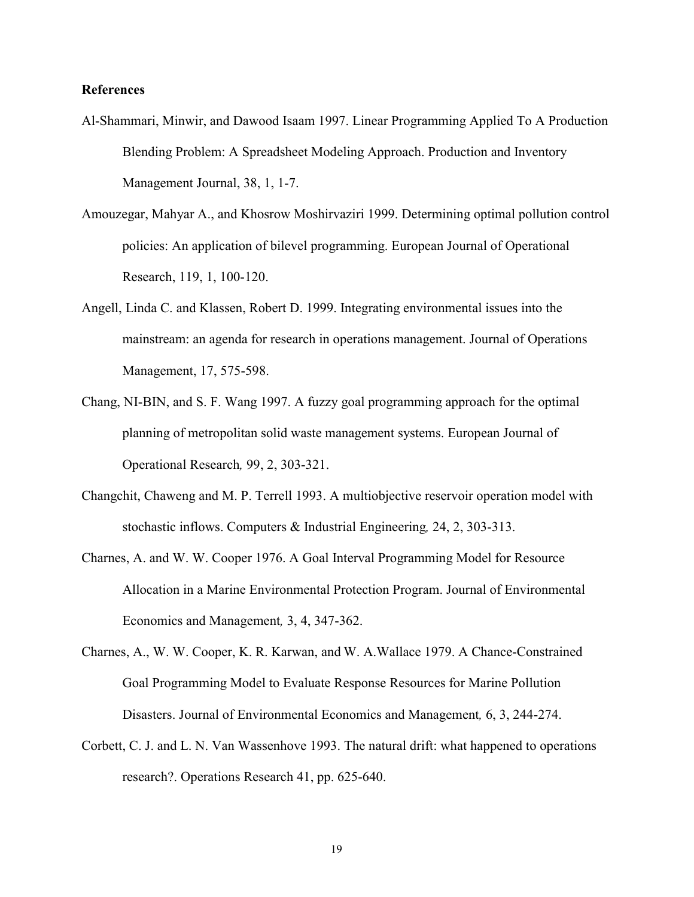**References**

Al-Shammari, Minwir, and Dawood Isaam 1997. Linear Programming Applied To A Production Blending Problem: A Spreadsheet Modeling Approach. Production and Inventory Management Journal, 38, 1, 1-7.

Amouzegar, Mahyar A., and Khosrow Moshirvaziri 1999. Determining optimal pollution control policies: An application of bilevel programming. European Journal of Operational Research, 119, 1, 100-120.

Angell, Linda C. and Klassen, Robert D. 1999. Integrating environmental issues into the mainstream: an agenda for research in operations management. Journal of Operations Management, 17, 575-598.

Chang, NI-BIN, and S. F. Wang 1997. A fuzzy goal programming approach for the optimal planning of metropolitan solid waste management systems. European Journal of Operational Research*,* 99, 2, 303-321.

Changchit, Chaweng and M. P. Terrell 1993. A multiobjective reservoir operation model with stochastic inflows. Computers & Industrial Engineering*,* 24, 2, 303-313.

Charnes, A. and W. W. Cooper 1976. A Goal Interval Programming Model for Resource Allocation in a Marine Environmental Protection Program. Journal of Environmental Economics and Management*,* 3, 4, 347-362.

Charnes, A., W. W. Cooper, K. R. Karwan, and W. A.Wallace 1979. A Chance-Constrained Goal Programming Model to Evaluate Response Resources for Marine Pollution Disasters. Journal of Environmental Economics and Management*,* 6, 3, 244-274.

Corbett, C. J. and L. N. Van Wassenhove 1993. The natural drift: what happened to operations research?. Operations Research 41, pp. 625-640.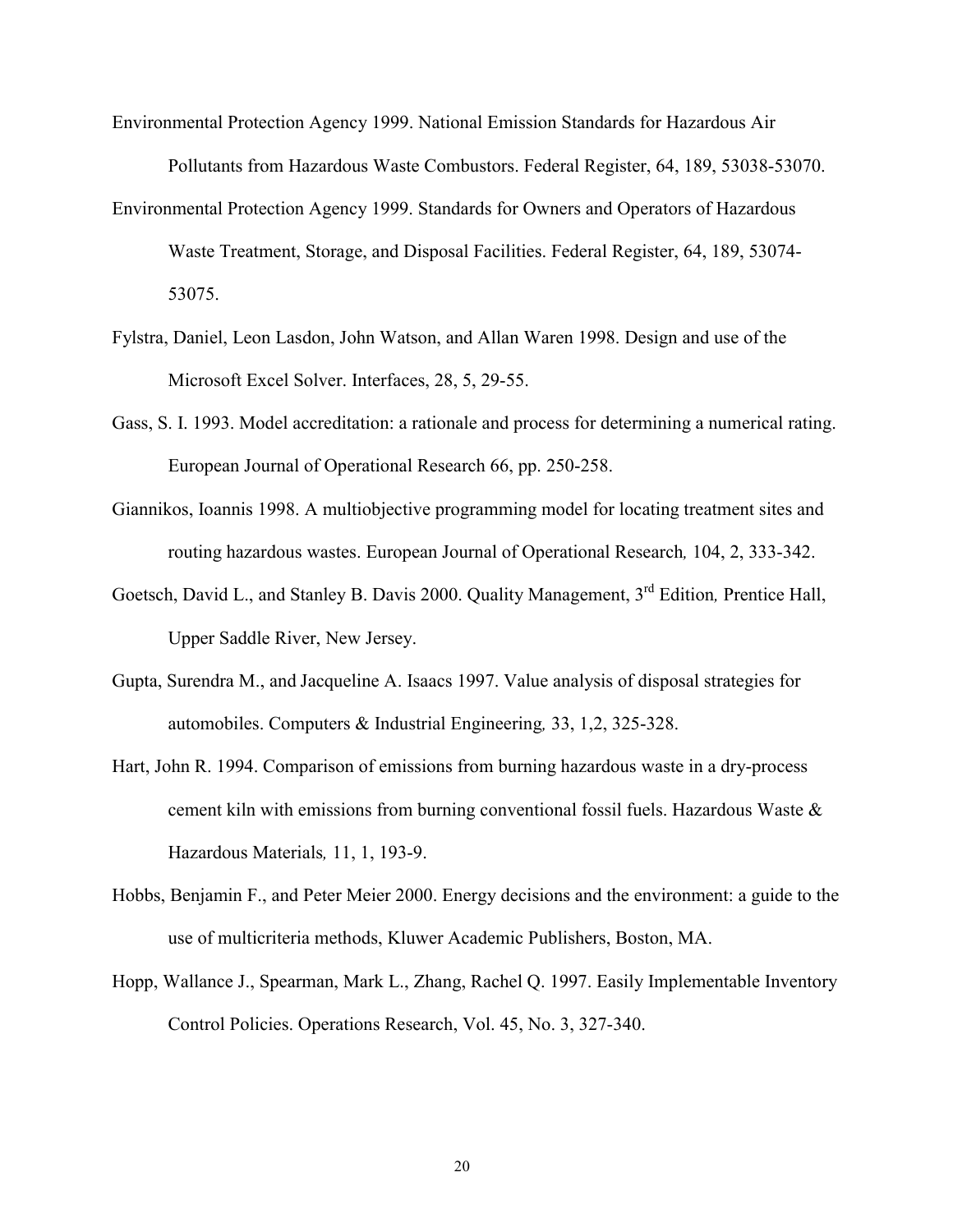Environmental Protection Agency 1999. National Emission Standards for Hazardous Air Pollutants from Hazardous Waste Combustors. Federal Register, 64, 189, 53038-53070.

Environmental Protection Agency 1999. Standards for Owners and Operators of Hazardous Waste Treatment, Storage, and Disposal Facilities. Federal Register, 64, 189, 53074-53075.

Fylstra, Daniel, Leon Lasdon, John Watson, and Allan Waren 1998. Design and use of the Microsoft Excel Solver. Interfaces, 28, 5, 29-55.

Gass, S. I. 1993. Model accreditation: a rationale and process for determining a numerical rating. European Journal of Operational Research 66, pp. 250-258.

Giannikos, Ioannis 1998. A multiobjective programming model for locating treatment sites and routing hazardous wastes. European Journal of Operational Research*,* 104, 2, 333-342.

Goetsch, David L., and Stanley B. Davis 2000. Quality Management, 3rd Edition*,* Prentice Hall, Upper Saddle River, New Jersey.

Gupta, Surendra M., and Jacqueline A. Isaacs 1997. Value analysis of disposal strategies for automobiles. Computers & Industrial Engineering*,* 33, 1,2, 325-328.

Hart, John R. 1994. Comparison of emissions from burning hazardous waste in a dry-process cement kiln with emissions from burning conventional fossil fuels. Hazardous Waste & Hazardous Materials*,* 11, 1, 193-9.

Hobbs, Benjamin F., and Peter Meier 2000. Energy decisions and the environment: a guide to the use of multicriteria methods, Kluwer Academic Publishers, Boston, MA.

Hopp, Wallance J., Spearman, Mark L., Zhang, Rachel Q. 1997. Easily Implementable Inventory Control Policies. Operations Research, Vol. 45, No. 3, 327-340.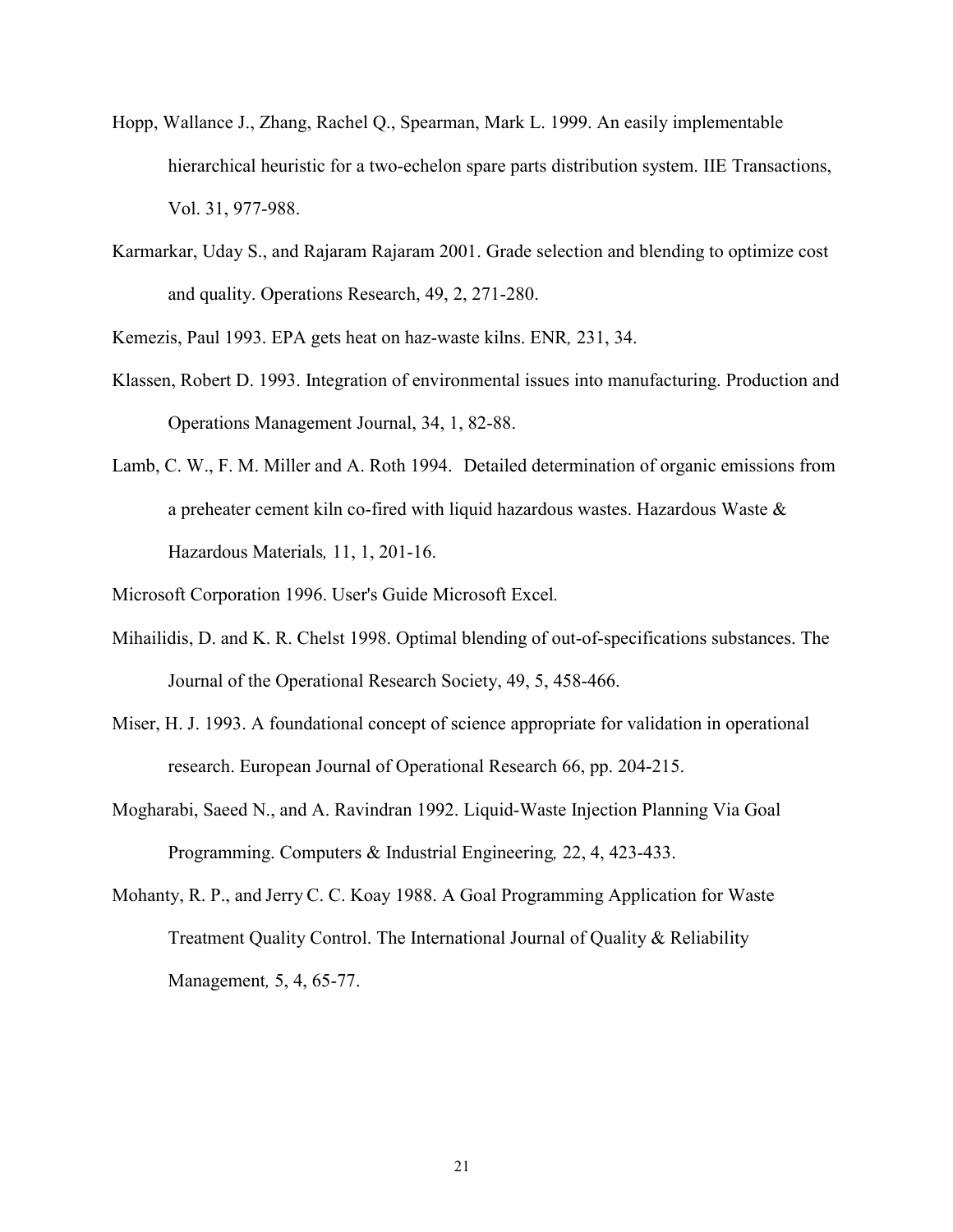Hopp, Wallance J., Zhang, Rachel Q., Spearman, Mark L. 1999. An easily implementable hierarchical heuristic for a two-echelon spare parts distribution system. IIE Transactions, Vol. 31, 977-988.

Karmarkar, Uday S., and Rajaram Rajaram 2001. Grade selection and blending to optimize cost and quality. Operations Research, 49, 2, 271-280.

Kemezis, Paul 1993. EPA gets heat on haz-waste kilns. ENR*,* 231, 34.

Klassen, Robert D. 1993. Integration of environmental issues into manufacturing. Production and Operations Management Journal, 34, 1, 82-88.

Lamb, C. W., F. M. Miller and A. Roth 1994. Detailed determination of organic emissions from a preheater cement kiln co-fired with liquid hazardous wastes. Hazardous Waste & Hazardous Materials*,* 11, 1, 201-16.

Microsoft Corporation 1996. User's Guide Microsoft Excel*.*

Mihailidis, D. and K. R. Chelst 1998. Optimal blending of out-of-specifications substances. The Journal of the Operational Research Society, 49, 5, 458-466.

Miser, H. J. 1993. A foundational concept of science appropriate for validation in operational research. European Journal of Operational Research 66, pp. 204-215.

Mogharabi, Saeed N., and A. Ravindran 1992. Liquid-Waste Injection Planning Via Goal Programming. Computers & Industrial Engineering*,* 22, 4, 423-433.

Mohanty, R. P., and Jerry C. C. Koay 1988. A Goal Programming Application for Waste Treatment Quality Control. The International Journal of Quality & Reliability Management*,* 5, 4, 65-77.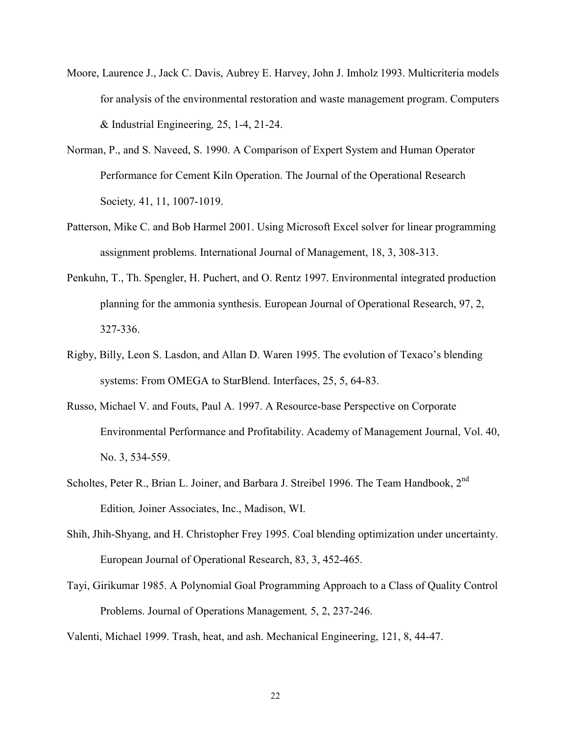Moore, Laurence J., Jack C. Davis, Aubrey E. Harvey, John J. Imholz 1993. Multicriteria models for analysis of the environmental restoration and waste management program. Computers & Industrial Engineering*,* 25, 1-4, 21-24.

Norman, P., and S. Naveed, S. 1990. A Comparison of Expert System and Human Operator Performance for Cement Kiln Operation. The Journal of the Operational Research Society*,* 41, 11, 1007-1019.

Patterson, Mike C. and Bob Harmel 2001. Using Microsoft Excel solver for linear programming assignment problems. International Journal of Management, 18, 3, 308-313.

Penkuhn, T., Th. Spengler, H. Puchert, and O. Rentz 1997. Environmental integrated production planning for the ammonia synthesis. European Journal of Operational Research, 97, 2, 327-336.

Rigby, Billy, Leon S. Lasdon, and Allan D. Waren 1995. The evolution of Texaco's blending systems: From OMEGA to StarBlend. Interfaces, 25, 5, 64-83.

Russo, Michael V. and Fouts, Paul A. 1997. A Resource-base Perspective on Corporate Environmental Performance and Profitability. Academy of Management Journal, Vol. 40, No. 3, 534-559.

Scholtes, Peter R., Brian L. Joiner, and Barbara J. Streibel 1996. The Team Handbook, 2nd Edition*,* Joiner Associates, Inc., Madison, WI.

Shih, Jhih-Shyang, and H. Christopher Frey 1995. Coal blending optimization under uncertainty. European Journal of Operational Research, 83, 3, 452-465.

Tayi, Girikumar 1985. A Polynomial Goal Programming Approach to a Class of Quality Control Problems. Journal of Operations Management*,* 5, 2, 237-246.

Valenti, Michael 1999. Trash, heat, and ash. Mechanical Engineering, 121, 8, 44-47.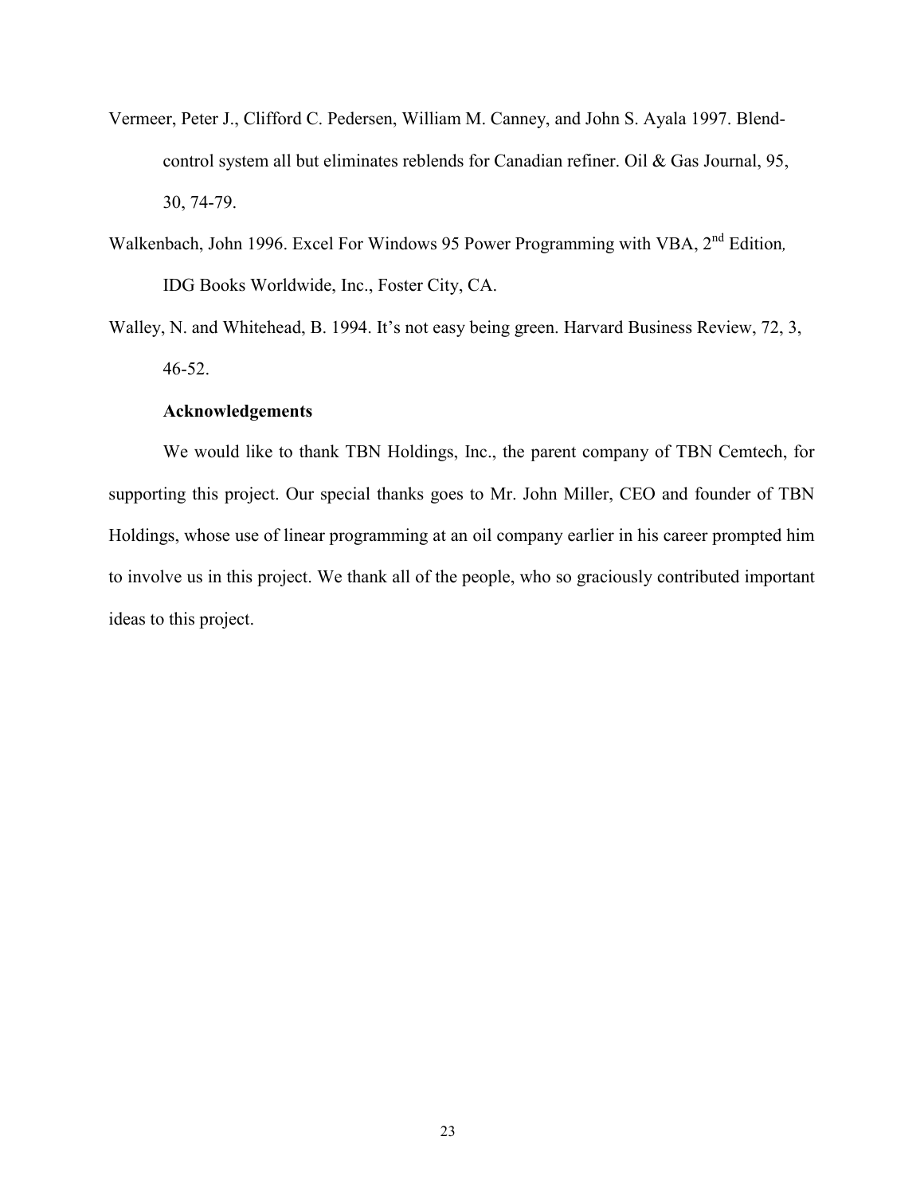Vermeer, Peter J., Clifford C. Pedersen, William M. Canney, and John S. Ayala 1997. Blend-control system all but eliminates reblends for Canadian refiner. Oil & Gas Journal, 95, 30, 74-79.

Walkenbach, John 1996. Excel For Windows 95 Power Programming with VBA, 2nd Edition*,* IDG Books Worldwide, Inc., Foster City, CA.

Walley, N. and Whitehead, B. 1994. It's not easy being green. Harvard Business Review, 72, 3, 46-52.

**Acknowledgements**

We would like to thank TBN Holdings, Inc., the parent company of TBN Cemtech, for supporting this project. Our special thanks goes to Mr. John Miller, CEO and founder of TBN Holdings, whose use of linear programming at an oil company earlier in his career prompted him to involve us in this project. We thank all of the people, who so graciously contributed important ideas to this project.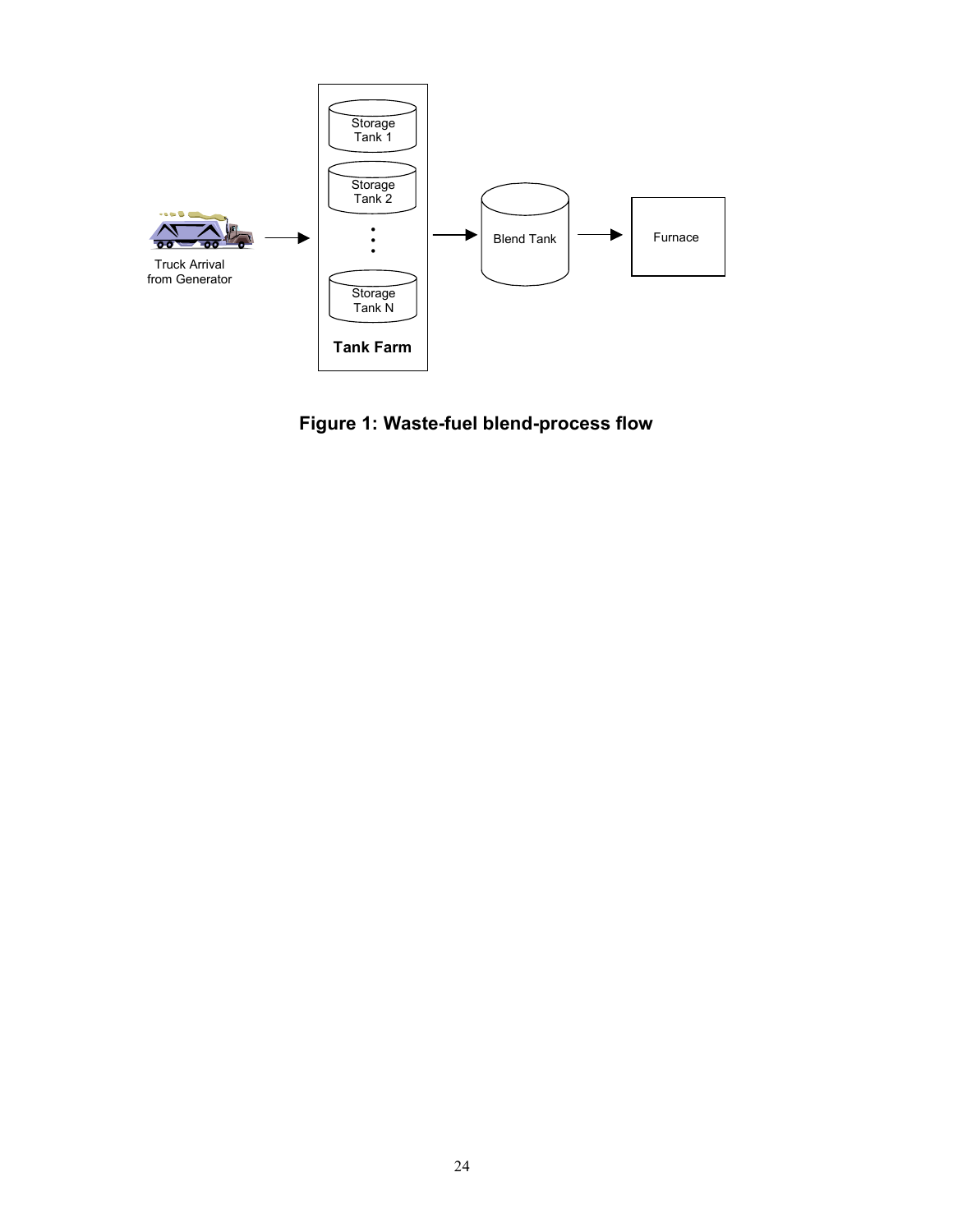**Figure 1: Waste-fuel blend-process flow**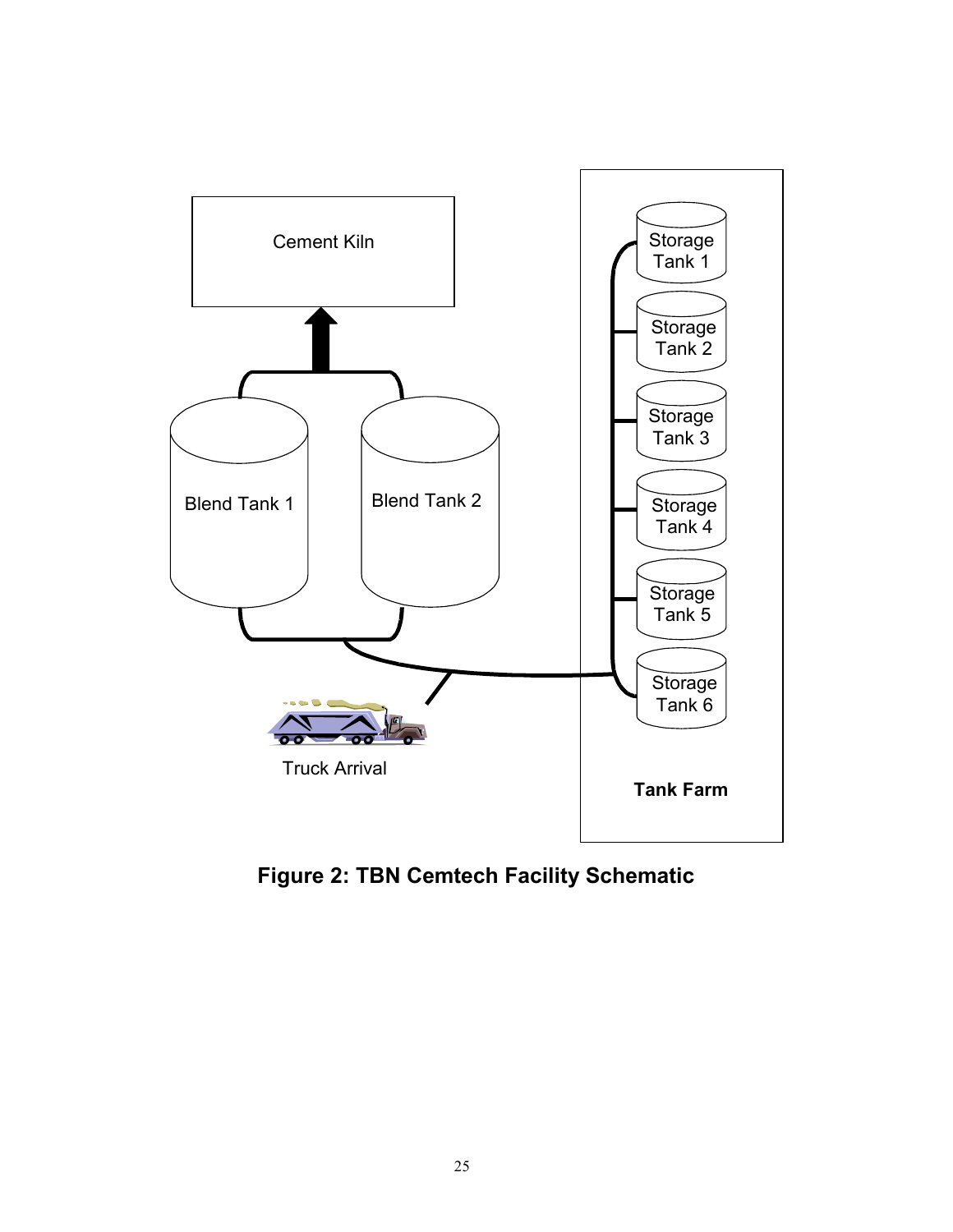Cement Kiln

Blend Tank 1

Blend Tank 2

Storage Tank 1

Storage Tank 2

Storage Tank 3

Storage Tank 4

Storage Tank 5

Storage Tank 6

Truck Arrival

**Tank Farm**

**Figure 2: TBN Cemtech Facility Schematic**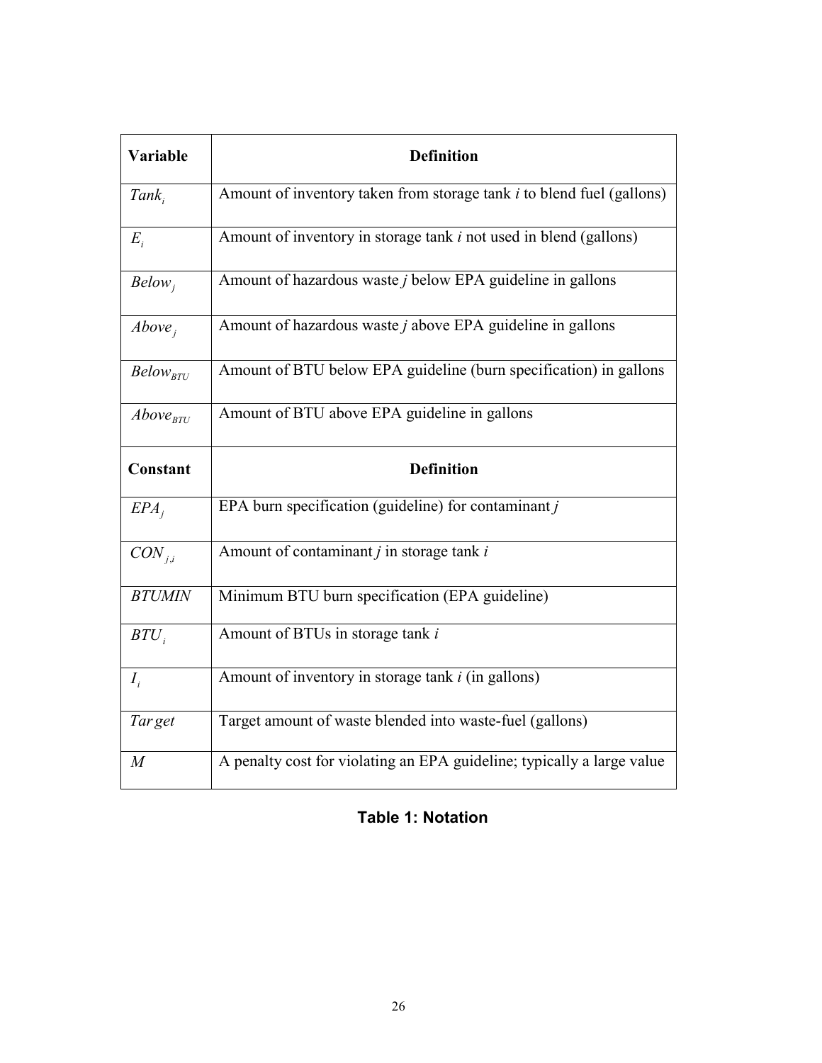| Variable | Definition |
|---|---|
| $Tank_i$ | Amount of inventory taken from storage tank *i* to blend fuel (gallons) |
| $E_i$ | Amount of inventory in storage tank *i* not used in blend (gallons) |
| $Below_j$ | Amount of hazardous waste *j* below EPA guideline in gallons |
| $Above_j$ | Amount of hazardous waste *j* above EPA guideline in gallons |
| $Below_{BTU}$ | Amount of BTU below EPA guideline (burn specification) in gallons |
| $Above_{BTU}$ | Amount of BTU above EPA guideline in gallons |
| **Constant** | **Definition** |
| $EPA_j$ | EPA burn specification (guideline) for contaminant *j* |
| $CON_{j,i}$ | Amount of contaminant *j* in storage tank *i* |
| $BTUMIN$ | Minimum BTU burn specification (EPA guideline) |
| $BTU_i$ | Amount of BTUs in storage tank *i* |
| $I_i$ | Amount of inventory in storage tank *i* (in gallons) |
| $Target$ | Target amount of waste blended into waste-fuel (gallons) |
| $M$ | A penalty cost for violating an EPA guideline; typically a large value |

**Table 1: Notation**